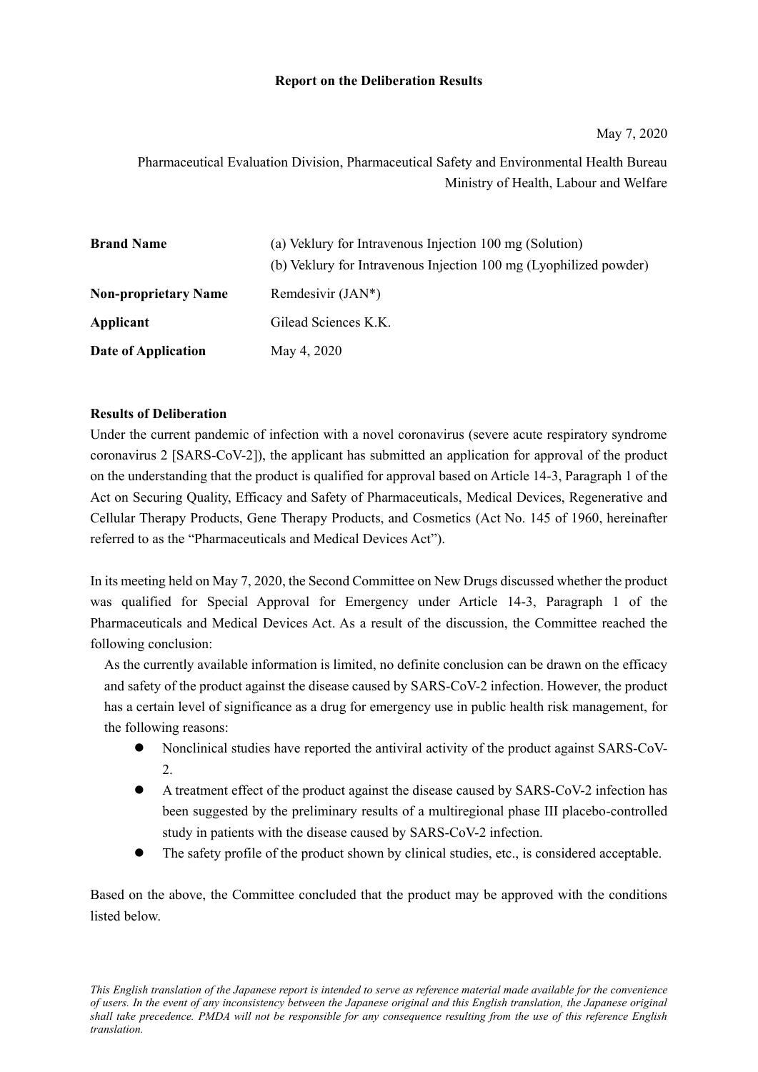**Report on the Deliberation Results**

May 7, 2020

Pharmaceutical Evaluation Division, Pharmaceutical Safety and Environmental Health Bureau
Ministry of Health, Labour and Welfare

| | |
|---|---|
| **Brand Name** | (a) Veklury for Intravenous Injection 100 mg (Solution)<br>(b) Veklury for Intravenous Injection 100 mg (Lyophilized powder) |
| **Non-proprietary Name** | Remdesivir (JAN*) |
| **Applicant** | Gilead Sciences K.K. |
| **Date of Application** | May 4, 2020 |

**Results of Deliberation**

Under the current pandemic of infection with a novel coronavirus (severe acute respiratory syndrome coronavirus 2 [SARS-CoV-2]), the applicant has submitted an application for approval of the product on the understanding that the product is qualified for approval based on Article 14-3, Paragraph 1 of the Act on Securing Quality, Efficacy and Safety of Pharmaceuticals, Medical Devices, Regenerative and Cellular Therapy Products, Gene Therapy Products, and Cosmetics (Act No. 145 of 1960, hereinafter referred to as the "Pharmaceuticals and Medical Devices Act").

In its meeting held on May 7, 2020, the Second Committee on New Drugs discussed whether the product was qualified for Special Approval for Emergency under Article 14-3, Paragraph 1 of the Pharmaceuticals and Medical Devices Act. As a result of the discussion, the Committee reached the following conclusion:

As the currently available information is limited, no definite conclusion can be drawn on the efficacy and safety of the product against the disease caused by SARS-CoV-2 infection. However, the product has a certain level of significance as a drug for emergency use in public health risk management, for the following reasons:

- Nonclinical studies have reported the antiviral activity of the product against SARS-CoV-2.
- A treatment effect of the product against the disease caused by SARS-CoV-2 infection has been suggested by the preliminary results of a multiregional phase III placebo-controlled study in patients with the disease caused by SARS-CoV-2 infection.
- The safety profile of the product shown by clinical studies, etc., is considered acceptable.

Based on the above, the Committee concluded that the product may be approved with the conditions listed below.

*This English translation of the Japanese report is intended to serve as reference material made available for the convenience of users. In the event of any inconsistency between the Japanese original and this English translation, the Japanese original shall take precedence. PMDA will not be responsible for any consequence resulting from the use of this reference English translation.*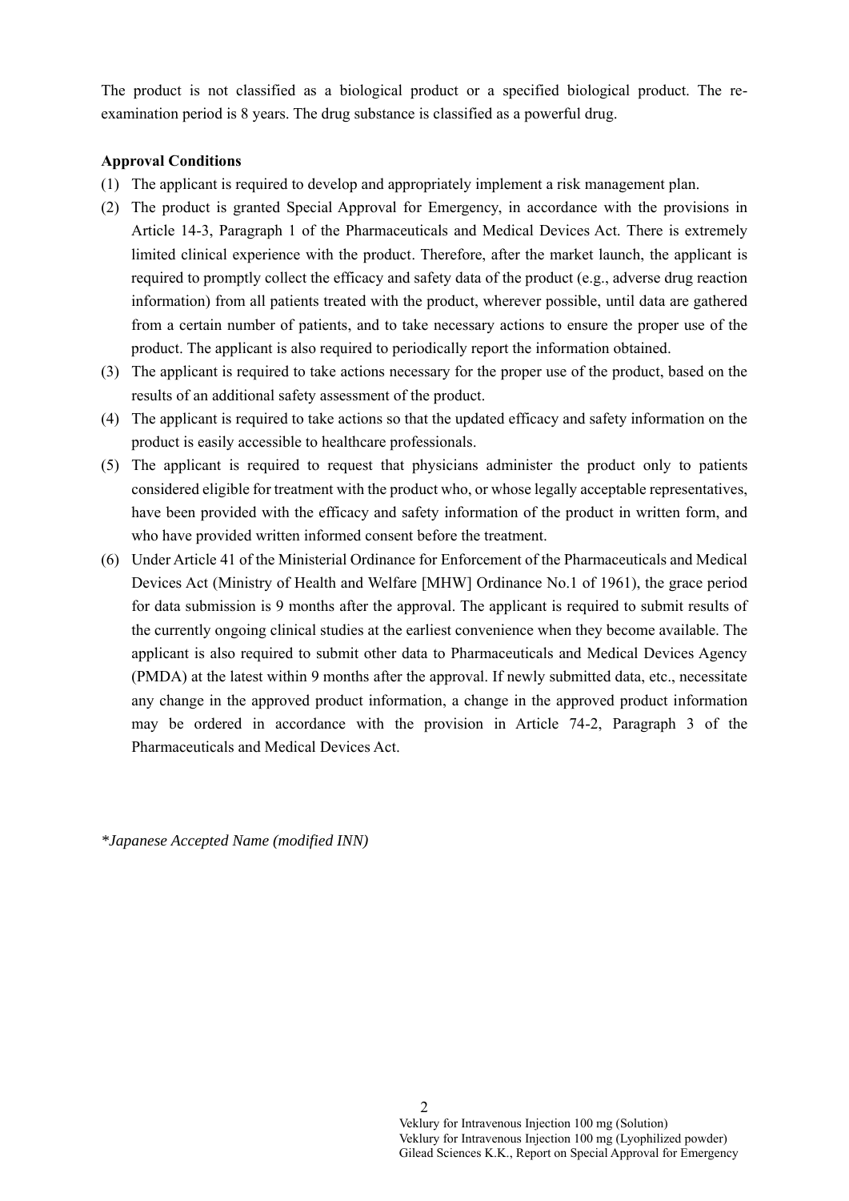The product is not classified as a biological product or a specified biological product. The re-examination period is 8 years. The drug substance is classified as a powerful drug.

**Approval Conditions**

(1) The applicant is required to develop and appropriately implement a risk management plan.

(2) The product is granted Special Approval for Emergency, in accordance with the provisions in Article 14-3, Paragraph 1 of the Pharmaceuticals and Medical Devices Act. There is extremely limited clinical experience with the product. Therefore, after the market launch, the applicant is required to promptly collect the efficacy and safety data of the product (e.g., adverse drug reaction information) from all patients treated with the product, wherever possible, until data are gathered from a certain number of patients, and to take necessary actions to ensure the proper use of the product. The applicant is also required to periodically report the information obtained.

(3) The applicant is required to take actions necessary for the proper use of the product, based on the results of an additional safety assessment of the product.

(4) The applicant is required to take actions so that the updated efficacy and safety information on the product is easily accessible to healthcare professionals.

(5) The applicant is required to request that physicians administer the product only to patients considered eligible for treatment with the product who, or whose legally acceptable representatives, have been provided with the efficacy and safety information of the product in written form, and who have provided written informed consent before the treatment.

(6) Under Article 41 of the Ministerial Ordinance for Enforcement of the Pharmaceuticals and Medical Devices Act (Ministry of Health and Welfare [MHW] Ordinance No.1 of 1961), the grace period for data submission is 9 months after the approval. The applicant is required to submit results of the currently ongoing clinical studies at the earliest convenience when they become available. The applicant is also required to submit other data to Pharmaceuticals and Medical Devices Agency (PMDA) at the latest within 9 months after the approval. If newly submitted data, etc., necessitate any change in the approved product information, a change in the approved product information may be ordered in accordance with the provision in Article 74-2, Paragraph 3 of the Pharmaceuticals and Medical Devices Act.

*\*Japanese Accepted Name (modified INN)*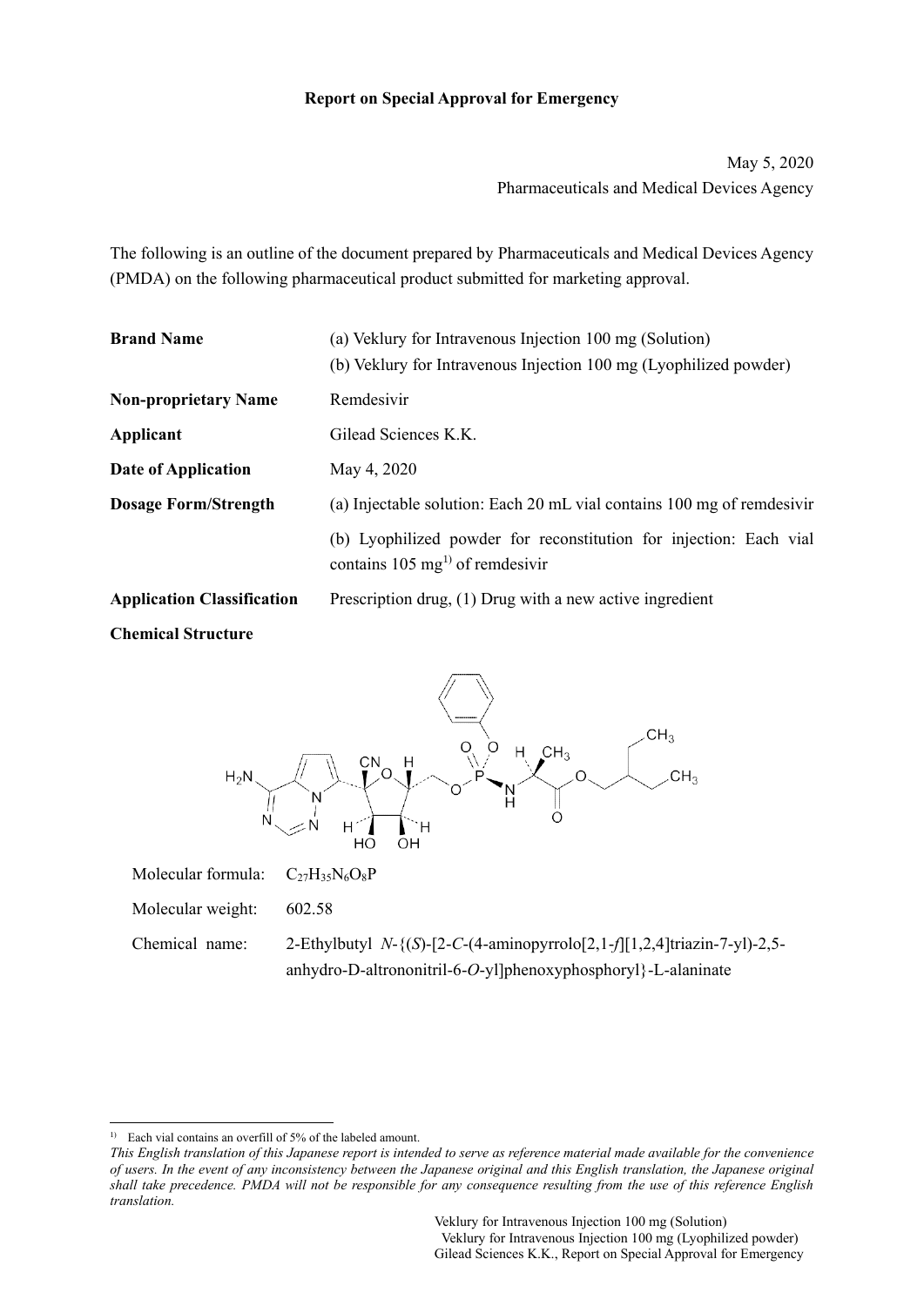**Report on Special Approval for Emergency**

May 5, 2020
Pharmaceuticals and Medical Devices Agency

The following is an outline of the document prepared by Pharmaceuticals and Medical Devices Agency (PMDA) on the following pharmaceutical product submitted for marketing approval.

| | |
|---|---|
| **Brand Name** | (a) Veklury for Intravenous Injection 100 mg (Solution)<br>(b) Veklury for Intravenous Injection 100 mg (Lyophilized powder) |
| **Non-proprietary Name** | Remdesivir |
| **Applicant** | Gilead Sciences K.K. |
| **Date of Application** | May 4, 2020 |
| **Dosage Form/Strength** | (a) Injectable solution: Each 20 mL vial contains 100 mg of remdesivir<br>(b) Lyophilized powder for reconstitution for injection: Each vial contains 105 mg[1] of remdesivir |
| **Application Classification** | Prescription drug, (1) Drug with a new active ingredient |

**Chemical Structure**

Molecular formula: $C_{27}H_{35}N_6O_8P$

Molecular weight: 602.58

Chemical name: 2-Ethylbutyl *N*-{(*S*)-[2-*C*-(4-aminopyrrolo[2,1-*f*][1,2,4]triazin-7-yl)-2,5-anhydro-D-altrononitril-6-*O*-yl]phenoxyphosphoryl}-L-alaninate

---

[1] Each vial contains an overfill of 5% of the labeled amount.

*This English translation of this Japanese report is intended to serve as reference material made available for the convenience of users. In the event of any inconsistency between the Japanese original and this English translation, the Japanese original shall take precedence. PMDA will not be responsible for any consequence resulting from the use of this reference English translation.*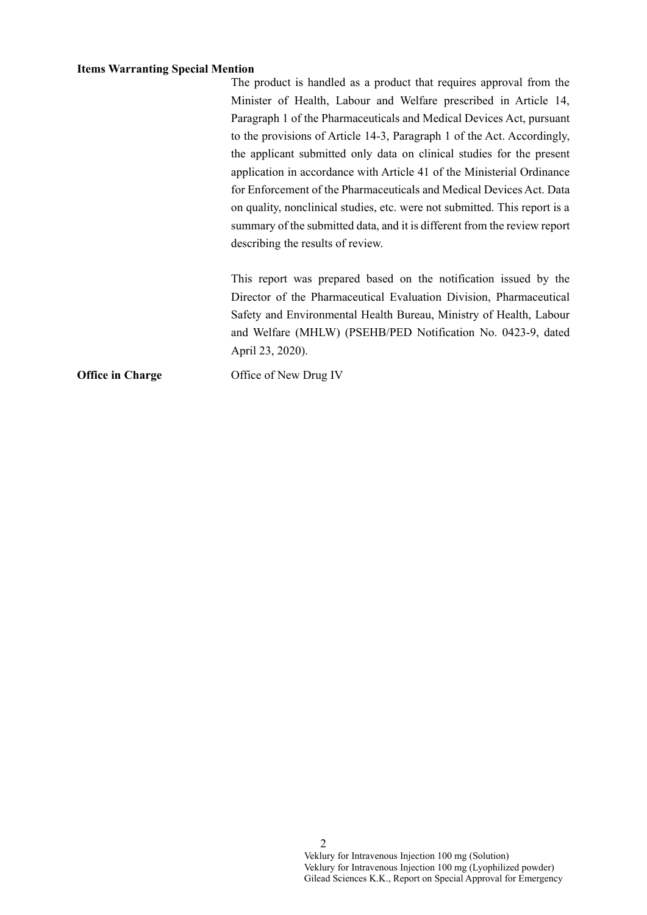**Items Warranting Special Mention**

The product is handled as a product that requires approval from the Minister of Health, Labour and Welfare prescribed in Article 14, Paragraph 1 of the Pharmaceuticals and Medical Devices Act, pursuant to the provisions of Article 14-3, Paragraph 1 of the Act. Accordingly, the applicant submitted only data on clinical studies for the present application in accordance with Article 41 of the Ministerial Ordinance for Enforcement of the Pharmaceuticals and Medical Devices Act. Data on quality, nonclinical studies, etc. were not submitted. This report is a summary of the submitted data, and it is different from the review report describing the results of review.

This report was prepared based on the notification issued by the Director of the Pharmaceutical Evaluation Division, Pharmaceutical Safety and Environmental Health Bureau, Ministry of Health, Labour and Welfare (MHLW) (PSEHB/PED Notification No. 0423-9, dated April 23, 2020).

**Office in Charge** Office of New Drug IV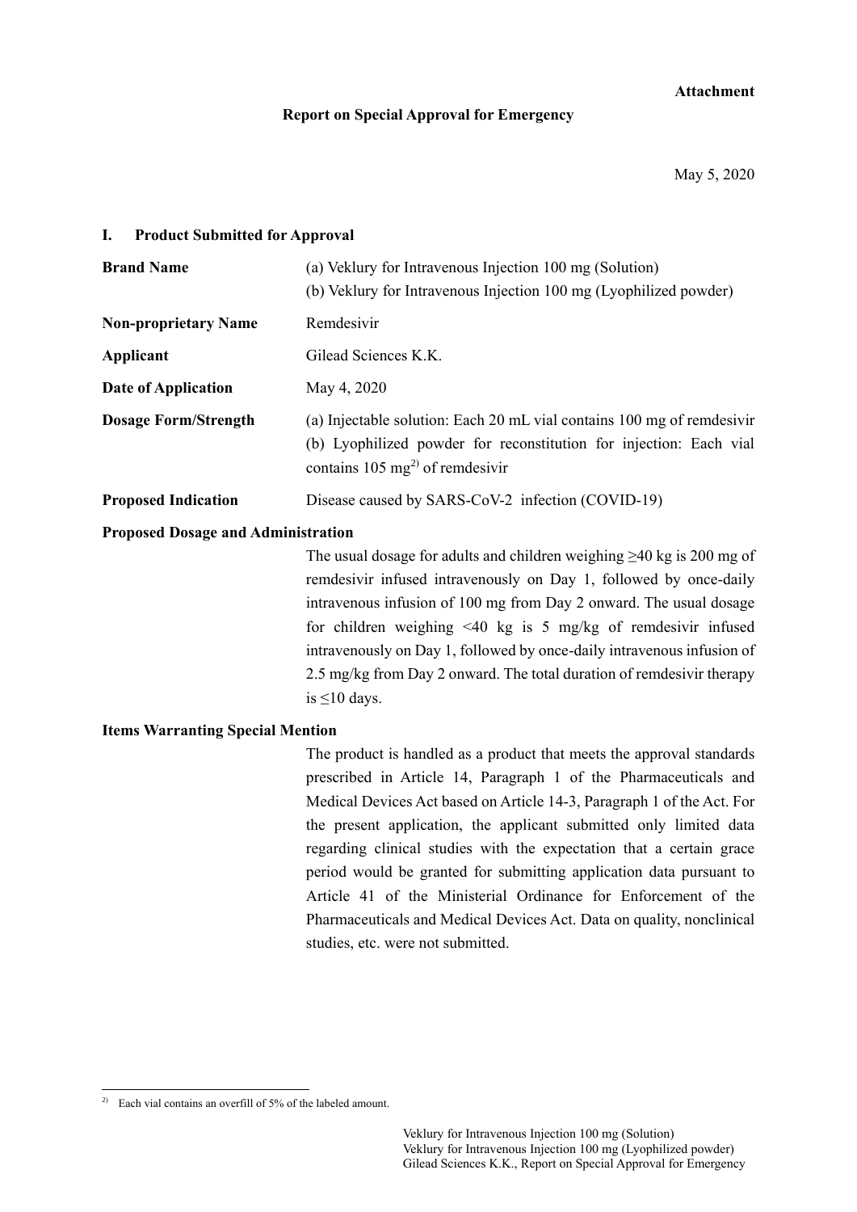**Attachment**

**Report on Special Approval for Emergency**

May 5, 2020

## I. Product Submitted for Approval

**Brand Name**
(a) Veklury for Intravenous Injection 100 mg (Solution)
(b) Veklury for Intravenous Injection 100 mg (Lyophilized powder)

**Non-proprietary Name**
Remdesivir

**Applicant**
Gilead Sciences K.K.

**Date of Application**
May 4, 2020

**Dosage Form/Strength**
(a) Injectable solution: Each 20 mL vial contains 100 mg of remdesivir
(b) Lyophilized powder for reconstitution for injection: Each vial contains 105 mg[2)] of remdesivir

**Proposed Indication**
Disease caused by SARS-CoV-2 infection (COVID-19)

**Proposed Dosage and Administration**

The usual dosage for adults and children weighing ≥40 kg is 200 mg of remdesivir infused intravenously on Day 1, followed by once-daily intravenous infusion of 100 mg from Day 2 onward. The usual dosage for children weighing <40 kg is 5 mg/kg of remdesivir infused intravenously on Day 1, followed by once-daily intravenous infusion of 2.5 mg/kg from Day 2 onward. The total duration of remdesivir therapy is ≤10 days.

**Items Warranting Special Mention**

The product is handled as a product that meets the approval standards prescribed in Article 14, Paragraph 1 of the Pharmaceuticals and Medical Devices Act based on Article 14-3, Paragraph 1 of the Act. For the present application, the applicant submitted only limited data regarding clinical studies with the expectation that a certain grace period would be granted for submitting application data pursuant to Article 41 of the Ministerial Ordinance for Enforcement of the Pharmaceuticals and Medical Devices Act. Data on quality, nonclinical studies, etc. were not submitted.

---

2) Each vial contains an overfill of 5% of the labeled amount.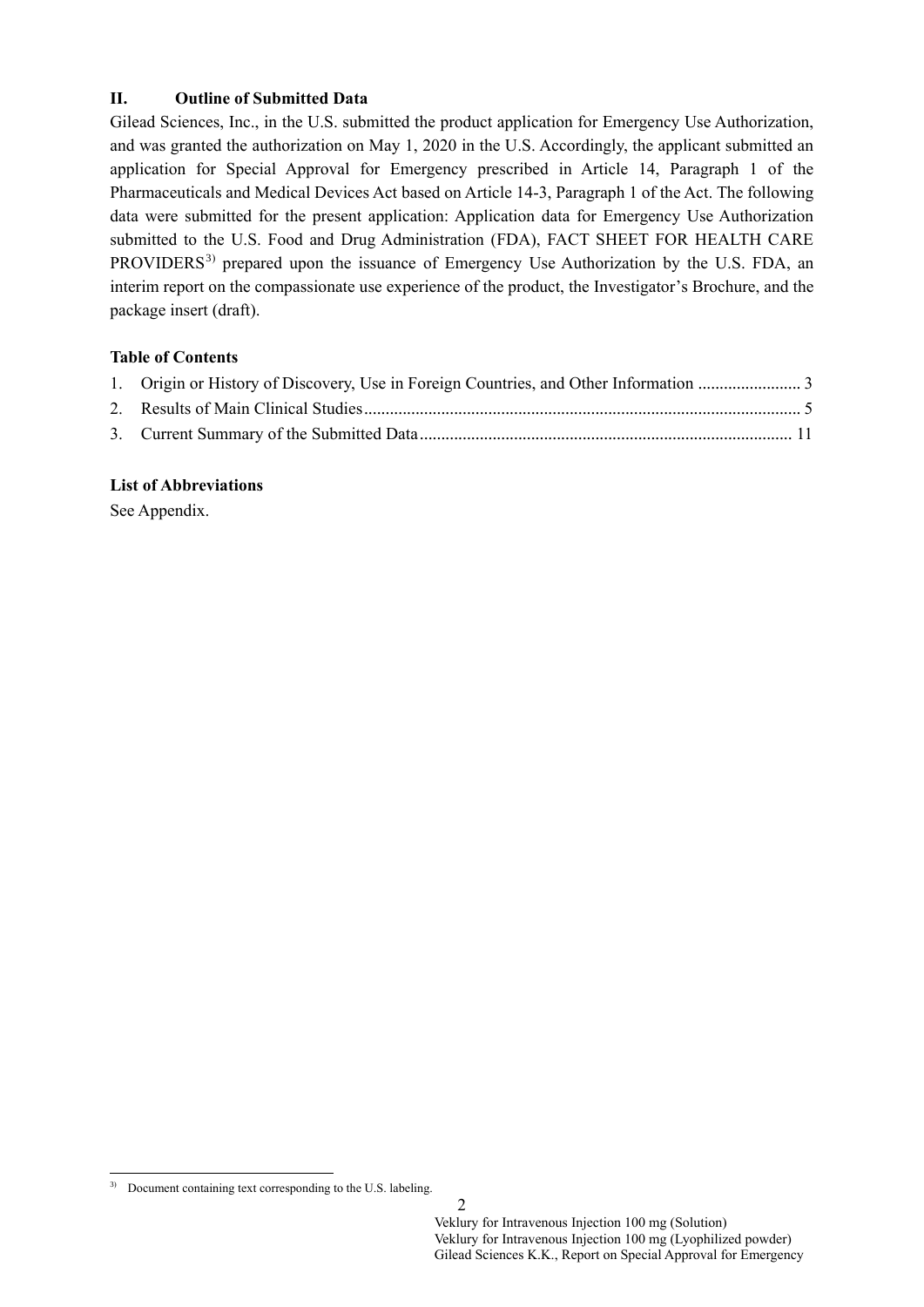## II. Outline of Submitted Data

Gilead Sciences, Inc., in the U.S. submitted the product application for Emergency Use Authorization, and was granted the authorization on May 1, 2020 in the U.S. Accordingly, the applicant submitted an application for Special Approval for Emergency prescribed in Article 14, Paragraph 1 of the Pharmaceuticals and Medical Devices Act based on Article 14-3, Paragraph 1 of the Act. The following data were submitted for the present application: Application data for Emergency Use Authorization submitted to the U.S. Food and Drug Administration (FDA), FACT SHEET FOR HEALTH CARE PROVIDERS[3] prepared upon the issuance of Emergency Use Authorization by the U.S. FDA, an interim report on the compassionate use experience of the product, the Investigator's Brochure, and the package insert (draft).

**Table of Contents**

1. Origin or History of Discovery, Use in Foreign Countries, and Other Information ........................ 3
2. Results of Main Clinical Studies ..................................................................................................... 5
3. Current Summary of the Submitted Data ...................................................................................... 11

**List of Abbreviations**

See Appendix.

[3] Document containing text corresponding to the U.S. labeling.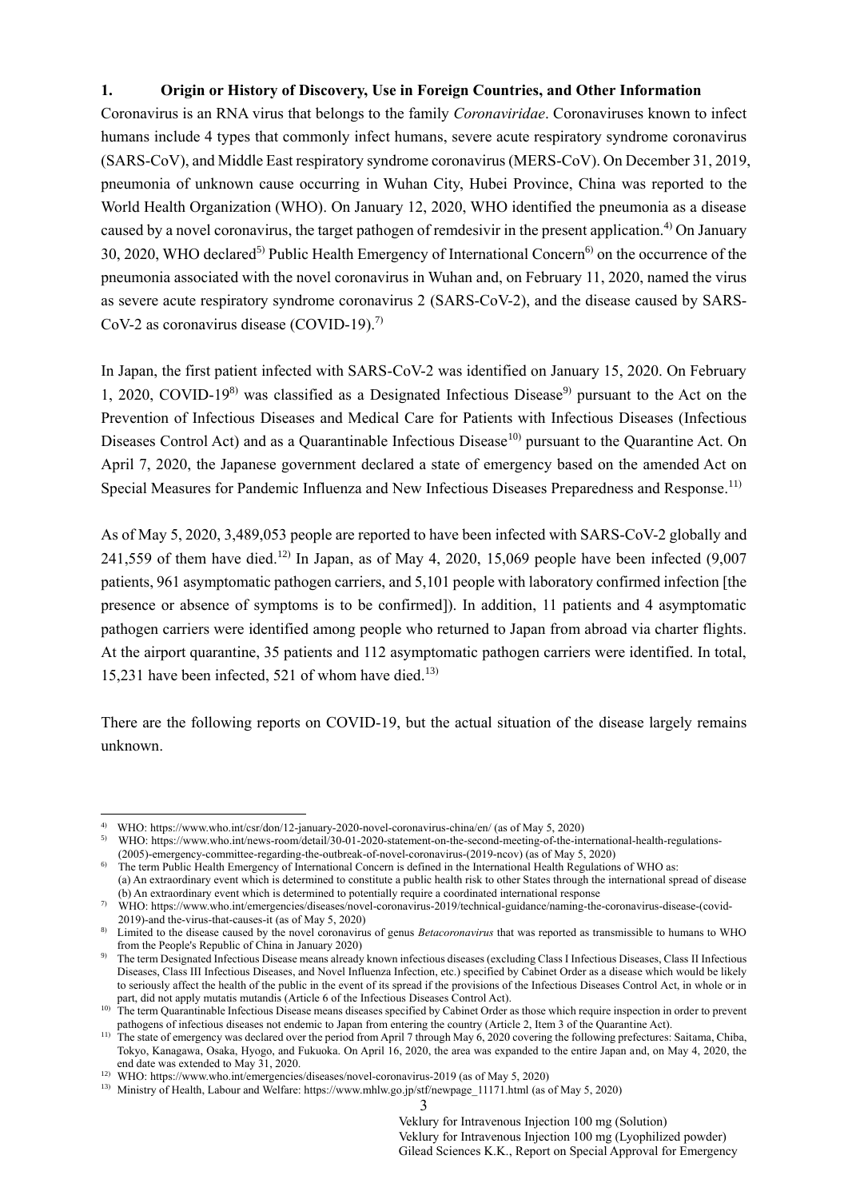## 1. Origin or History of Discovery, Use in Foreign Countries, and Other Information

Coronavirus is an RNA virus that belongs to the family *Coronaviridae*. Coronaviruses known to infect humans include 4 types that commonly infect humans, severe acute respiratory syndrome coronavirus (SARS-CoV), and Middle East respiratory syndrome coronavirus (MERS-CoV). On December 31, 2019, pneumonia of unknown cause occurring in Wuhan City, Hubei Province, China was reported to the World Health Organization (WHO). On January 12, 2020, WHO identified the pneumonia as a disease caused by a novel coronavirus, the target pathogen of remdesivir in the present application.[4)] On January 30, 2020, WHO declared[5)] Public Health Emergency of International Concern[6)] on the occurrence of the pneumonia associated with the novel coronavirus in Wuhan and, on February 11, 2020, named the virus as severe acute respiratory syndrome coronavirus 2 (SARS-CoV-2), and the disease caused by SARS-CoV-2 as coronavirus disease (COVID-19).[7)]

In Japan, the first patient infected with SARS-CoV-2 was identified on January 15, 2020. On February 1, 2020, COVID-19[8)] was classified as a Designated Infectious Disease[9)] pursuant to the Act on the Prevention of Infectious Diseases and Medical Care for Patients with Infectious Diseases (Infectious Diseases Control Act) and as a Quarantinable Infectious Disease[10)] pursuant to the Quarantine Act. On April 7, 2020, the Japanese government declared a state of emergency based on the amended Act on Special Measures for Pandemic Influenza and New Infectious Diseases Preparedness and Response.[11)]

As of May 5, 2020, 3,489,053 people are reported to have been infected with SARS-CoV-2 globally and 241,559 of them have died.[12)] In Japan, as of May 4, 2020, 15,069 people have been infected (9,007 patients, 961 asymptomatic pathogen carriers, and 5,101 people with laboratory confirmed infection [the presence or absence of symptoms is to be confirmed]). In addition, 11 patients and 4 asymptomatic pathogen carriers were identified among people who returned to Japan from abroad via charter flights. At the airport quarantine, 35 patients and 112 asymptomatic pathogen carriers were identified. In total, 15,231 have been infected, 521 of whom have died.[13)]

There are the following reports on COVID-19, but the actual situation of the disease largely remains unknown.

---

4) WHO: https://www.who.int/csr/don/12-january-2020-novel-coronavirus-china/en/ (as of May 5, 2020)

5) WHO: https://www.who.int/news-room/detail/30-01-2020-statement-on-the-second-meeting-of-the-international-health-regulations-(2005)-emergency-committee-regarding-the-outbreak-of-novel-coronavirus-(2019-ncov) (as of May 5, 2020)

6) The term Public Health Emergency of International Concern is defined in the International Health Regulations of WHO as:
(a) An extraordinary event which is determined to constitute a public health risk to other States through the international spread of disease
(b) An extraordinary event which is determined to potentially require a coordinated international response

7) WHO: https://www.who.int/emergencies/diseases/novel-coronavirus-2019/technical-guidance/naming-the-coronavirus-disease-(covid-2019)-and the-virus-that-causes-it (as of May 5, 2020)

8) Limited to the disease caused by the novel coronavirus of genus *Betacoronavirus* that was reported as transmissible to humans to WHO from the People's Republic of China in January 2020)

9) The term Designated Infectious Disease means already known infectious diseases (excluding Class I Infectious Diseases, Class II Infectious Diseases, Class III Infectious Diseases, and Novel Influenza Infection, etc.) specified by Cabinet Order as a disease which would be likely to seriously affect the health of the public in the event of its spread if the provisions of the Infectious Diseases Control Act, in whole or in part, did not apply mutatis mutandis (Article 6 of the Infectious Diseases Control Act).

10) The term Quarantinable Infectious Disease means diseases specified by Cabinet Order as those which require inspection in order to prevent pathogens of infectious diseases not endemic to Japan from entering the country (Article 2, Item 3 of the Quarantine Act).

11) The state of emergency was declared over the period from April 7 through May 6, 2020 covering the following prefectures: Saitama, Chiba, Tokyo, Kanagawa, Osaka, Hyogo, and Fukuoka. On April 16, 2020, the area was expanded to the entire Japan and, on May 4, 2020, the end date was extended to May 31, 2020.

12) WHO: https://www.who.int/emergencies/diseases/novel-coronavirus-2019 (as of May 5, 2020)

13) Ministry of Health, Labour and Welfare: https://www.mhlw.go.jp/stf/newpage_11171.html (as of May 5, 2020)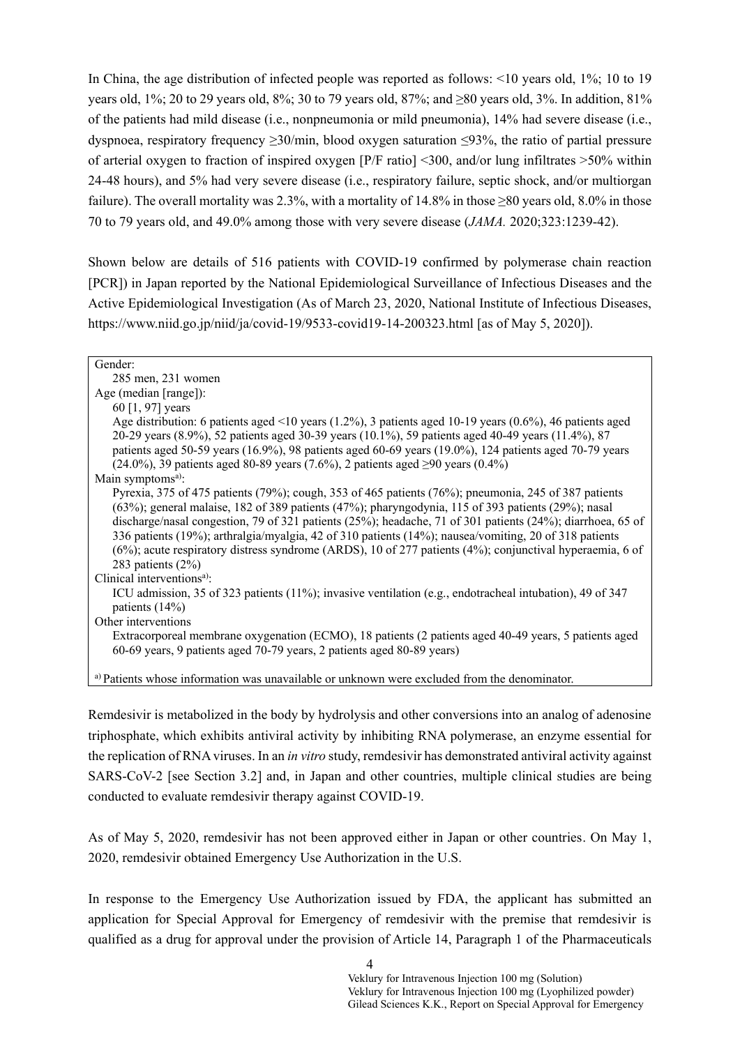In China, the age distribution of infected people was reported as follows: <10 years old, 1%; 10 to 19 years old, 1%; 20 to 29 years old, 8%; 30 to 79 years old, 87%; and ≥80 years old, 3%. In addition, 81% of the patients had mild disease (i.e., nonpneumonia or mild pneumonia), 14% had severe disease (i.e., dyspnoea, respiratory frequency ≥30/min, blood oxygen saturation ≤93%, the ratio of partial pressure of arterial oxygen to fraction of inspired oxygen [P/F ratio] <300, and/or lung infiltrates >50% within 24-48 hours), and 5% had very severe disease (i.e., respiratory failure, septic shock, and/or multiorgan failure). The overall mortality was 2.3%, with a mortality of 14.8% in those ≥80 years old, 8.0% in those 70 to 79 years old, and 49.0% among those with very severe disease (*JAMA.* 2020;323:1239-42).

Shown below are details of 516 patients with COVID-19 confirmed by polymerase chain reaction [PCR]) in Japan reported by the National Epidemiological Surveillance of Infectious Diseases and the Active Epidemiological Investigation (As of March 23, 2020, National Institute of Infectious Diseases, https://www.niid.go.jp/niid/ja/covid-19/9533-covid19-14-200323.html [as of May 5, 2020]).

Gender:
  285 men, 231 women

Age (median [range]):
  60 [1, 97] years
  Age distribution: 6 patients aged <10 years (1.2%), 3 patients aged 10-19 years (0.6%), 46 patients aged 20-29 years (8.9%), 52 patients aged 30-39 years (10.1%), 59 patients aged 40-49 years (11.4%), 87 patients aged 50-59 years (16.9%), 98 patients aged 60-69 years (19.0%), 124 patients aged 70-79 years (24.0%), 39 patients aged 80-89 years (7.6%), 2 patients aged ≥90 years (0.4%)

Main symptoms[a]:
  Pyrexia, 375 of 475 patients (79%); cough, 353 of 465 patients (76%); pneumonia, 245 of 387 patients (63%); general malaise, 182 of 389 patients (47%); pharyngodynia, 115 of 393 patients (29%); nasal discharge/nasal congestion, 79 of 321 patients (25%); headache, 71 of 301 patients (24%); diarrhoea, 65 of 336 patients (19%); arthralgia/myalgia, 42 of 310 patients (14%); nausea/vomiting, 20 of 318 patients (6%); acute respiratory distress syndrome (ARDS), 10 of 277 patients (4%); conjunctival hyperaemia, 6 of 283 patients (2%)

Clinical interventions[a]:
  ICU admission, 35 of 323 patients (11%); invasive ventilation (e.g., endotracheal intubation), 49 of 347 patients (14%)

Other interventions
  Extracorporeal membrane oxygenation (ECMO), 18 patients (2 patients aged 40-49 years, 5 patients aged 60-69 years, 9 patients aged 70-79 years, 2 patients aged 80-89 years)

[a] Patients whose information was unavailable or unknown were excluded from the denominator.

Remdesivir is metabolized in the body by hydrolysis and other conversions into an analog of adenosine triphosphate, which exhibits antiviral activity by inhibiting RNA polymerase, an enzyme essential for the replication of RNA viruses. In an *in vitro* study, remdesivir has demonstrated antiviral activity against SARS-CoV-2 [see Section 3.2] and, in Japan and other countries, multiple clinical studies are being conducted to evaluate remdesivir therapy against COVID-19.

As of May 5, 2020, remdesivir has not been approved either in Japan or other countries. On May 1, 2020, remdesivir obtained Emergency Use Authorization in the U.S.

In response to the Emergency Use Authorization issued by FDA, the applicant has submitted an application for Special Approval for Emergency of remdesivir with the premise that remdesivir is qualified as a drug for approval under the provision of Article 14, Paragraph 1 of the Pharmaceuticals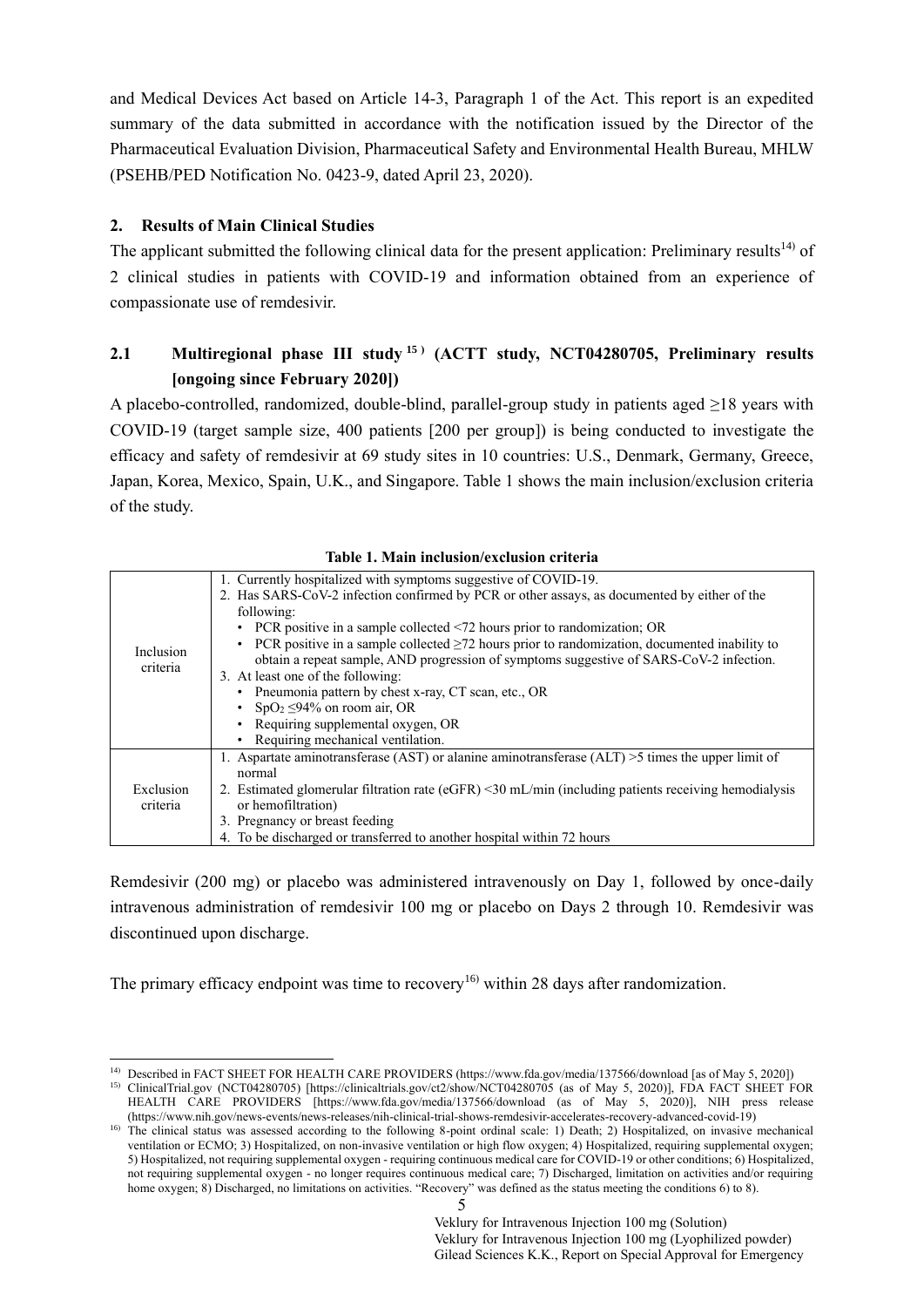and Medical Devices Act based on Article 14-3, Paragraph 1 of the Act. This report is an expedited summary of the data submitted in accordance with the notification issued by the Director of the Pharmaceutical Evaluation Division, Pharmaceutical Safety and Environmental Health Bureau, MHLW (PSEHB/PED Notification No. 0423-9, dated April 23, 2020).

## 2. Results of Main Clinical Studies

The applicant submitted the following clinical data for the present application: Preliminary results[14] of 2 clinical studies in patients with COVID-19 and information obtained from an experience of compassionate use of remdesivir.

### 2.1 Multiregional phase III study[15] (ACTT study, NCT04280705, Preliminary results [ongoing since February 2020])

A placebo-controlled, randomized, double-blind, parallel-group study in patients aged ≥18 years with COVID-19 (target sample size, 400 patients [200 per group]) is being conducted to investigate the efficacy and safety of remdesivir at 69 study sites in 10 countries: U.S., Denmark, Germany, Greece, Japan, Korea, Mexico, Spain, U.K., and Singapore. Table 1 shows the main inclusion/exclusion criteria of the study.

**Table 1. Main inclusion/exclusion criteria**

| | |
|---|---|
| Inclusion criteria | 1. Currently hospitalized with symptoms suggestive of COVID-19.<br>2. Has SARS-CoV-2 infection confirmed by PCR or other assays, as documented by either of the following:<br>• PCR positive in a sample collected <72 hours prior to randomization; OR<br>• PCR positive in a sample collected ≥72 hours prior to randomization, documented inability to obtain a repeat sample, AND progression of symptoms suggestive of SARS-CoV-2 infection.<br>3. At least one of the following:<br>• Pneumonia pattern by chest x-ray, CT scan, etc., OR<br>• $SpO_2$ ≤94% on room air, OR<br>• Requiring supplemental oxygen, OR<br>• Requiring mechanical ventilation. |
| Exclusion criteria | 1. Aspartate aminotransferase (AST) or alanine aminotransferase (ALT) >5 times the upper limit of normal<br>2. Estimated glomerular filtration rate (eGFR) <30 mL/min (including patients receiving hemodialysis or hemofiltration)<br>3. Pregnancy or breast feeding<br>4. To be discharged or transferred to another hospital within 72 hours |

Remdesivir (200 mg) or placebo was administered intravenously on Day 1, followed by once-daily intravenous administration of remdesivir 100 mg or placebo on Days 2 through 10. Remdesivir was discontinued upon discharge.

The primary efficacy endpoint was time to recovery[16] within 28 days after randomization.

---

[14] Described in FACT SHEET FOR HEALTH CARE PROVIDERS (https://www.fda.gov/media/137566/download [as of May 5, 2020])

[15] ClinicalTrial.gov (NCT04280705) [https://clinicaltrials.gov/ct2/show/NCT04280705 (as of May 5, 2020)], FDA FACT SHEET FOR HEALTH CARE PROVIDERS [https://www.fda.gov/media/137566/download (as of May 5, 2020)], NIH press release (https://www.nih.gov/news-events/news-releases/nih-clinical-trial-shows-remdesivir-accelerates-recovery-advanced-covid-19)

[16] The clinical status was assessed according to the following 8-point ordinal scale: 1) Death; 2) Hospitalized, on invasive mechanical ventilation or ECMO; 3) Hospitalized, on non-invasive ventilation or high flow oxygen; 4) Hospitalized, requiring supplemental oxygen; 5) Hospitalized, not requiring supplemental oxygen - requiring continuous medical care for COVID-19 or other conditions; 6) Hospitalized, not requiring supplemental oxygen - no longer requires continuous medical care; 7) Discharged, limitation on activities and/or requiring home oxygen; 8) Discharged, no limitations on activities. "Recovery" was defined as the status meeting the conditions 6) to 8).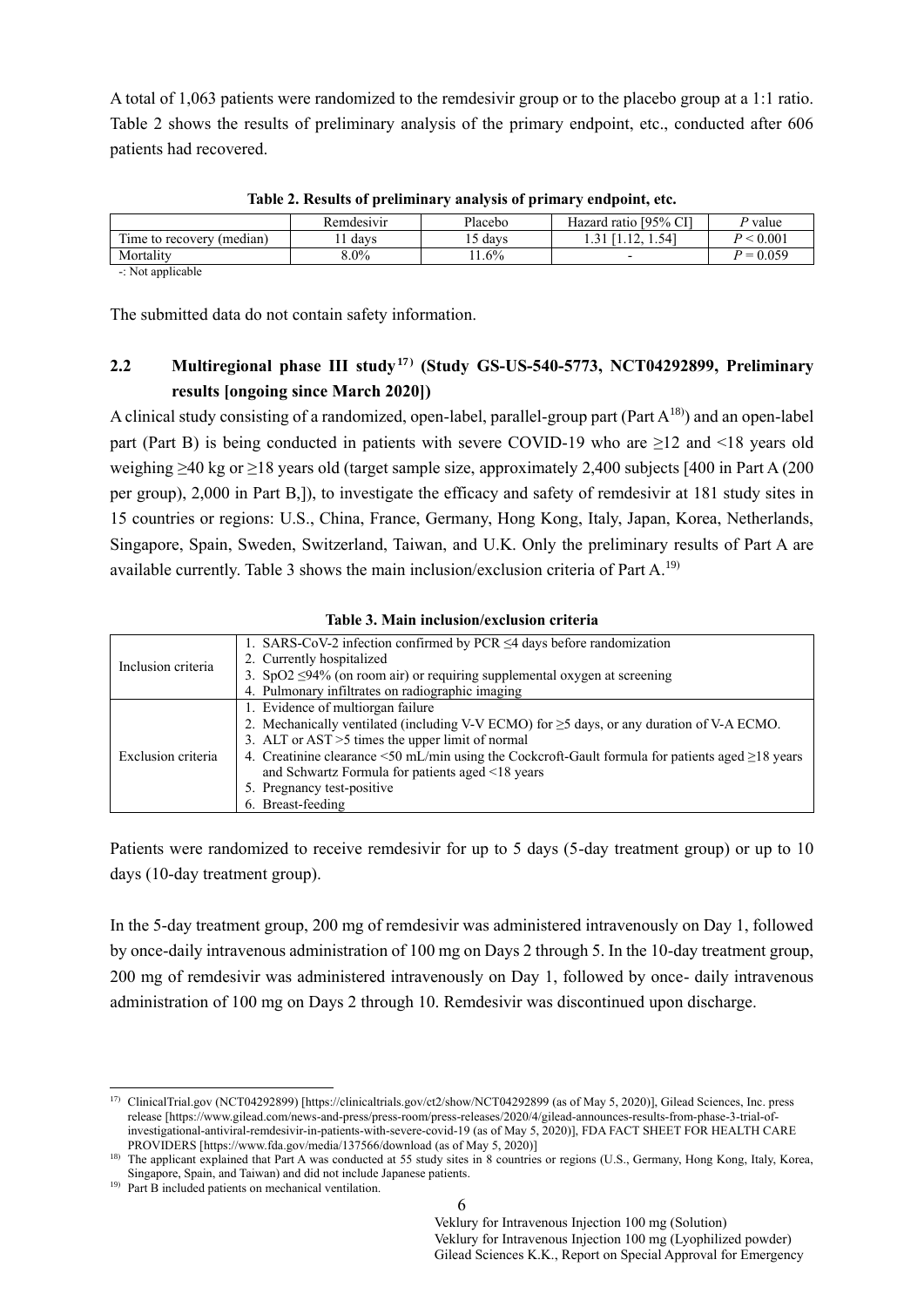A total of 1,063 patients were randomized to the remdesivir group or to the placebo group at a 1:1 ratio. Table 2 shows the results of preliminary analysis of the primary endpoint, etc., conducted after 606 patients had recovered.

**Table 2. Results of preliminary analysis of primary endpoint, etc.**

| | Remdesivir | Placebo | Hazard ratio [95% CI] | *P* value |
|---|---|---|---|---|
| Time to recovery (median) | 11 days | 15 days | 1.31 [1.12, 1.54] | $P < 0.001$ |
| Mortality | 8.0% | 11.6% | - | $P = 0.059$ |

-: Not applicable

The submitted data do not contain safety information.

## 2.2 Multiregional phase III study[17] (Study GS-US-540-5773, NCT04292899, Preliminary results [ongoing since March 2020])

A clinical study consisting of a randomized, open-label, parallel-group part (Part A[18]) and an open-label part (Part B) is being conducted in patients with severe COVID-19 who are ≥12 and <18 years old weighing ≥40 kg or ≥18 years old (target sample size, approximately 2,400 subjects [400 in Part A (200 per group), 2,000 in Part B,]), to investigate the efficacy and safety of remdesivir at 181 study sites in 15 countries or regions: U.S., China, France, Germany, Hong Kong, Italy, Japan, Korea, Netherlands, Singapore, Spain, Sweden, Switzerland, Taiwan, and U.K. Only the preliminary results of Part A are available currently. Table 3 shows the main inclusion/exclusion criteria of Part A.[19]

**Table 3. Main inclusion/exclusion criteria**

| | |
|---|---|
| Inclusion criteria | 1. SARS-CoV-2 infection confirmed by PCR ≤4 days before randomization<br>2. Currently hospitalized<br>3. SpO2 ≤94% (on room air) or requiring supplemental oxygen at screening<br>4. Pulmonary infiltrates on radiographic imaging |
| Exclusion criteria | 1. Evidence of multiorgan failure<br>2. Mechanically ventilated (including V-V ECMO) for ≥5 days, or any duration of V-A ECMO.<br>3. ALT or AST >5 times the upper limit of normal<br>4. Creatinine clearance <50 mL/min using the Cockcroft-Gault formula for patients aged ≥18 years and Schwartz Formula for patients aged <18 years<br>5. Pregnancy test-positive<br>6. Breast-feeding |

Patients were randomized to receive remdesivir for up to 5 days (5-day treatment group) or up to 10 days (10-day treatment group).

In the 5-day treatment group, 200 mg of remdesivir was administered intravenously on Day 1, followed by once-daily intravenous administration of 100 mg on Days 2 through 5. In the 10-day treatment group, 200 mg of remdesivir was administered intravenously on Day 1, followed by once- daily intravenous administration of 100 mg on Days 2 through 10. Remdesivir was discontinued upon discharge.

---

[17] ClinicalTrial.gov (NCT04292899) [https://clinicaltrials.gov/ct2/show/NCT04292899 (as of May 5, 2020)], Gilead Sciences, Inc. press release [https://www.gilead.com/news-and-press/press-room/press-releases/2020/4/gilead-announces-results-from-phase-3-trial-of-investigational-antiviral-remdesivir-in-patients-with-severe-covid-19 (as of May 5, 2020)], FDA FACT SHEET FOR HEALTH CARE PROVIDERS [https://www.fda.gov/media/137566/download (as of May 5, 2020)]

[18] The applicant explained that Part A was conducted at 55 study sites in 8 countries or regions (U.S., Germany, Hong Kong, Italy, Korea, Singapore, Spain, and Taiwan) and did not include Japanese patients.

[19] Part B included patients on mechanical ventilation.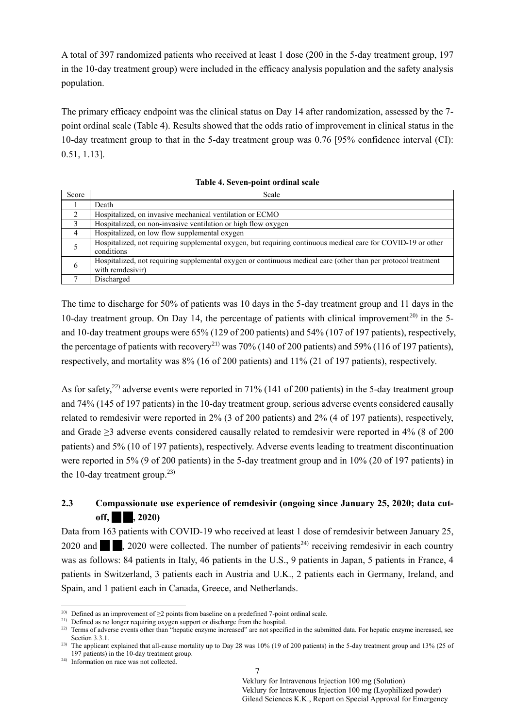A total of 397 randomized patients who received at least 1 dose (200 in the 5-day treatment group, 197 in the 10-day treatment group) were included in the efficacy analysis population and the safety analysis population.

The primary efficacy endpoint was the clinical status on Day 14 after randomization, assessed by the 7-point ordinal scale (Table 4). Results showed that the odds ratio of improvement in clinical status in the 10-day treatment group to that in the 5-day treatment group was 0.76 [95% confidence interval (CI): 0.51, 1.13].

**Table 4. Seven-point ordinal scale**

| Score | Scale |
|---|---|
| 1 | Death |
| 2 | Hospitalized, on invasive mechanical ventilation or ECMO |
| 3 | Hospitalized, on non-invasive ventilation or high flow oxygen |
| 4 | Hospitalized, on low flow supplemental oxygen |
| 5 | Hospitalized, not requiring supplemental oxygen, but requiring continuous medical care for COVID-19 or other conditions |
| 6 | Hospitalized, not requiring supplemental oxygen or continuous medical care (other than per protocol treatment with remdesivir) |
| 7 | Discharged |

The time to discharge for 50% of patients was 10 days in the 5-day treatment group and 11 days in the 10-day treatment group. On Day 14, the percentage of patients with clinical improvement[20] in the 5- and 10-day treatment groups were 65% (129 of 200 patients) and 54% (107 of 197 patients), respectively, the percentage of patients with recovery[21] was 70% (140 of 200 patients) and 59% (116 of 197 patients), respectively, and mortality was 8% (16 of 200 patients) and 11% (21 of 197 patients), respectively.

As for safety,[22] adverse events were reported in 71% (141 of 200 patients) in the 5-day treatment group and 74% (145 of 197 patients) in the 10-day treatment group, serious adverse events considered causally related to remdesivir were reported in 2% (3 of 200 patients) and 2% (4 of 197 patients), respectively, and Grade ≥3 adverse events considered causally related to remdesivir were reported in 4% (8 of 200 patients) and 5% (10 of 197 patients), respectively. Adverse events leading to treatment discontinuation were reported in 5% (9 of 200 patients) in the 5-day treatment group and in 10% (20 of 197 patients) in the 10-day treatment group.[23]

## 2.3 Compassionate use experience of remdesivir (ongoing since January 25, 2020; data cut-off, ██ ██, 2020)

Data from 163 patients with COVID-19 who received at least 1 dose of remdesivir between January 25, 2020 and ██ ██, 2020 were collected. The number of patients[24] receiving remdesivir in each country was as follows: 84 patients in Italy, 46 patients in the U.S., 9 patients in Japan, 5 patients in France, 4 patients in Switzerland, 3 patients each in Austria and U.K., 2 patients each in Germany, Ireland, and Spain, and 1 patient each in Canada, Greece, and Netherlands.

---

[20] Defined as an improvement of ≥2 points from baseline on a predefined 7-point ordinal scale.

[21] Defined as no longer requiring oxygen support or discharge from the hospital.

[22] Terms of adverse events other than "hepatic enzyme increased" are not specified in the submitted data. For hepatic enzyme increased, see Section 3.3.1.

[23] The applicant explained that all-cause mortality up to Day 28 was 10% (19 of 200 patients) in the 5-day treatment group and 13% (25 of 197 patients) in the 10-day treatment group.

[24] Information on race was not collected.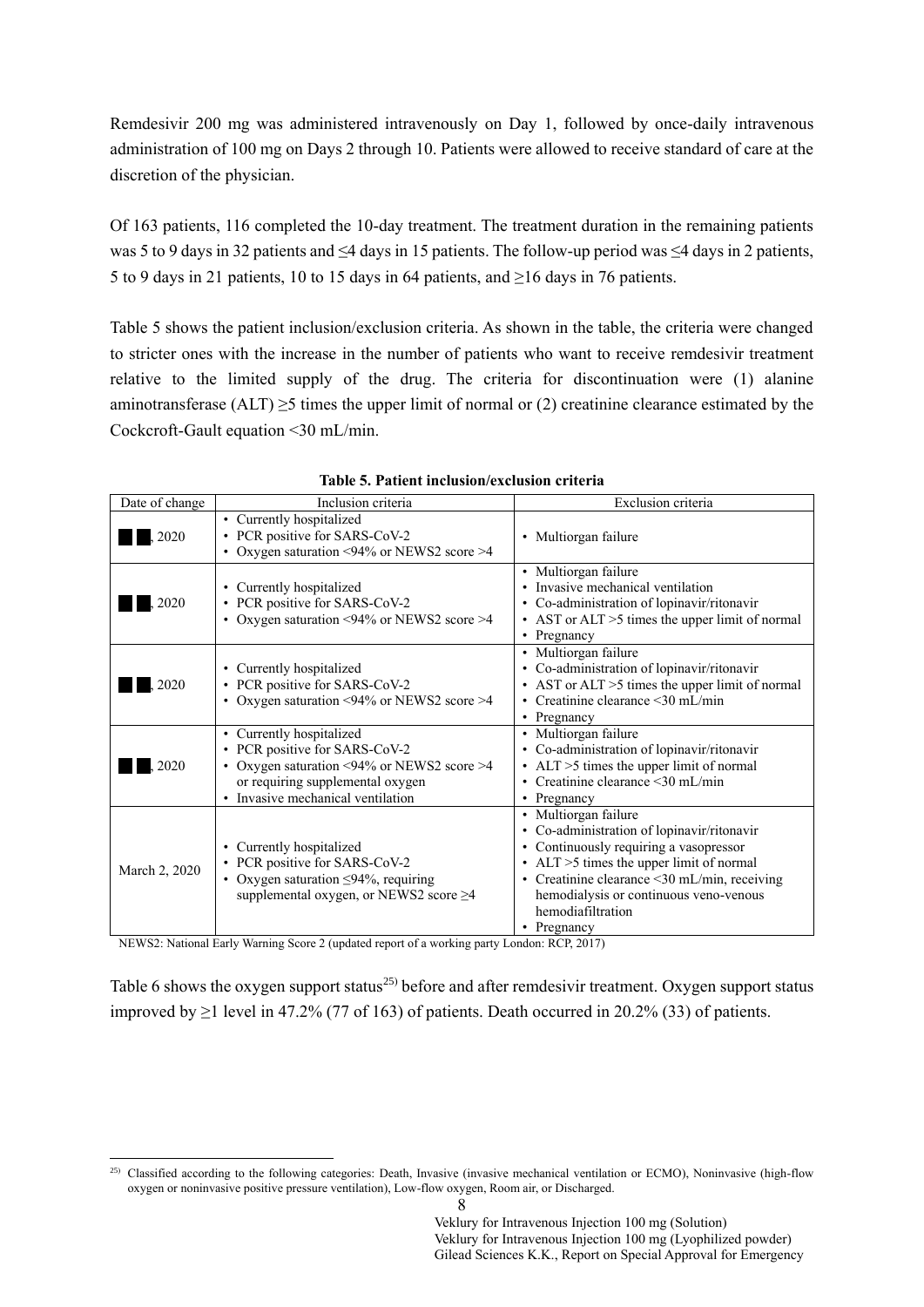Remdesivir 200 mg was administered intravenously on Day 1, followed by once-daily intravenous administration of 100 mg on Days 2 through 10. Patients were allowed to receive standard of care at the discretion of the physician.

Of 163 patients, 116 completed the 10-day treatment. The treatment duration in the remaining patients was 5 to 9 days in 32 patients and ≤4 days in 15 patients. The follow-up period was ≤4 days in 2 patients, 5 to 9 days in 21 patients, 10 to 15 days in 64 patients, and ≥16 days in 76 patients.

Table 5 shows the patient inclusion/exclusion criteria. As shown in the table, the criteria were changed to stricter ones with the increase in the number of patients who want to receive remdesivir treatment relative to the limited supply of the drug. The criteria for discontinuation were (1) alanine aminotransferase (ALT) ≥5 times the upper limit of normal or (2) creatinine clearance estimated by the Cockcroft-Gault equation <30 mL/min.

**Table 5. Patient inclusion/exclusion criteria**

| Date of change | Inclusion criteria | Exclusion criteria |
|---|---|---|
| ██ ██, 2020 | • Currently hospitalized<br>• PCR positive for SARS-CoV-2<br>• Oxygen saturation <94% or NEWS2 score >4 | • Multiorgan failure |
| ██ ██, 2020 | • Currently hospitalized<br>• PCR positive for SARS-CoV-2<br>• Oxygen saturation <94% or NEWS2 score >4 | • Multiorgan failure<br>• Invasive mechanical ventilation<br>• Co-administration of lopinavir/ritonavir<br>• AST or ALT >5 times the upper limit of normal<br>• Pregnancy |
| ██ ██, 2020 | • Currently hospitalized<br>• PCR positive for SARS-CoV-2<br>• Oxygen saturation <94% or NEWS2 score >4 | • Multiorgan failure<br>• Co-administration of lopinavir/ritonavir<br>• AST or ALT >5 times the upper limit of normal<br>• Creatinine clearance <30 mL/min<br>• Pregnancy |
| ██ ██, 2020 | • Currently hospitalized<br>• PCR positive for SARS-CoV-2<br>• Oxygen saturation <94% or NEWS2 score >4 or requiring supplemental oxygen<br>• Invasive mechanical ventilation | • Multiorgan failure<br>• Co-administration of lopinavir/ritonavir<br>• ALT >5 times the upper limit of normal<br>• Creatinine clearance <30 mL/min<br>• Pregnancy |
| March 2, 2020 | • Currently hospitalized<br>• PCR positive for SARS-CoV-2<br>• Oxygen saturation ≤94%, requiring supplemental oxygen, or NEWS2 score ≥4 | • Multiorgan failure<br>• Co-administration of lopinavir/ritonavir<br>• Continuously requiring a vasopressor<br>• ALT >5 times the upper limit of normal<br>• Creatinine clearance <30 mL/min, receiving hemodialysis or continuous veno-venous hemodiafiltration<br>• Pregnancy |

NEWS2: National Early Warning Score 2 (updated report of a working party London: RCP, 2017)

Table 6 shows the oxygen support status[25] before and after remdesivir treatment. Oxygen support status improved by ≥1 level in 47.2% (77 of 163) of patients. Death occurred in 20.2% (33) of patients.

[25] Classified according to the following categories: Death, Invasive (invasive mechanical ventilation or ECMO), Noninvasive (high-flow oxygen or noninvasive positive pressure ventilation), Low-flow oxygen, Room air, or Discharged.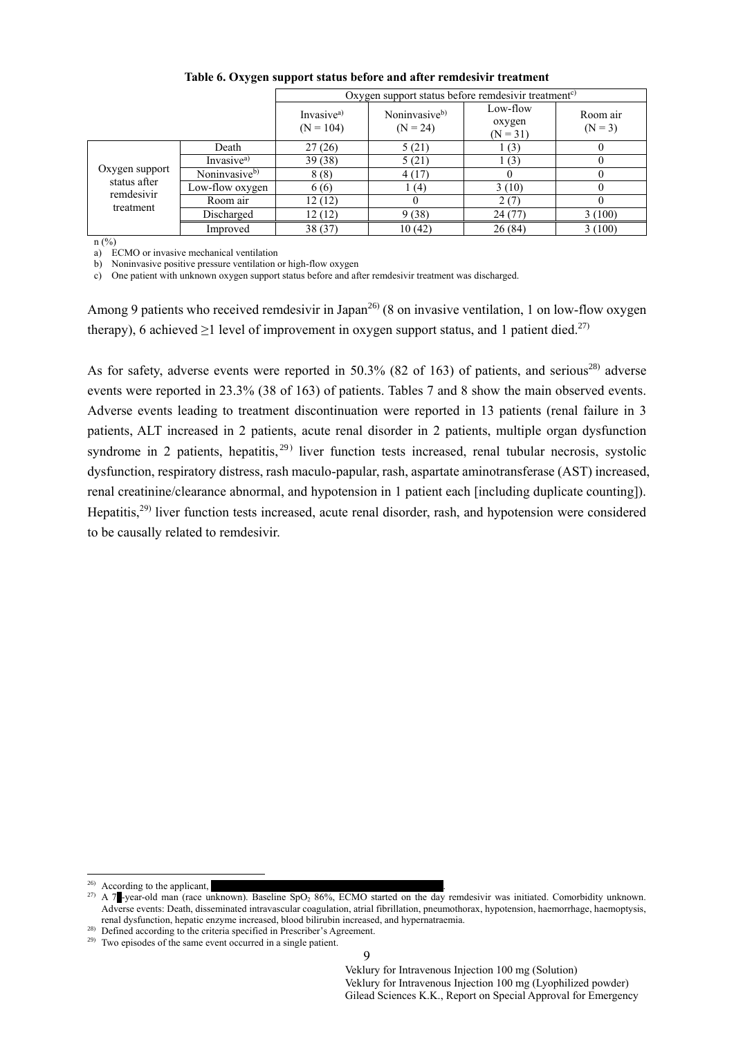**Table 6. Oxygen support status before and after remdesivir treatment**

| | | Oxygen support status before remdesivir treatment[c)] | | | |
|---|---|---|---|---|---|
| | | Invasive[a)] (N = 104) | Noninvasive[b)] (N = 24) | Low-flow oxygen (N = 31) | Room air (N = 3) |
| Oxygen support status after remdesivir treatment | Death | 27 (26) | 5 (21) | 1 (3) | 0 |
| | Invasive[a)] | 39 (38) | 5 (21) | 1 (3) | 0 |
| | Noninvasive[b)] | 8 (8) | 4 (17) | 0 | 0 |
| | Low-flow oxygen | 6 (6) | 1 (4) | 3 (10) | 0 |
| | Room air | 12 (12) | 0 | 2 (7) | 0 |
| | Discharged | 12 (12) | 9 (38) | 24 (77) | 3 (100) |
| | Improved | 38 (37) | 10 (42) | 26 (84) | 3 (100) |

n (%)
a) ECMO or invasive mechanical ventilation
b) Noninvasive positive pressure ventilation or high-flow oxygen
c) One patient with unknown oxygen support status before and after remdesivir treatment was discharged.

Among 9 patients who received remdesivir in Japan[26)] (8 on invasive ventilation, 1 on low-flow oxygen therapy), 6 achieved ≥1 level of improvement in oxygen support status, and 1 patient died.[27)]

As for safety, adverse events were reported in 50.3% (82 of 163) of patients, and serious[28)] adverse events were reported in 23.3% (38 of 163) of patients. Tables 7 and 8 show the main observed events. Adverse events leading to treatment discontinuation were reported in 13 patients (renal failure in 3 patients, ALT increased in 2 patients, acute renal disorder in 2 patients, multiple organ dysfunction syndrome in 2 patients, hepatitis,[29)] liver function tests increased, renal tubular necrosis, systolic dysfunction, respiratory distress, rash maculo-papular, rash, aspartate aminotransferase (AST) increased, renal creatinine/clearance abnormal, and hypotension in 1 patient each [including duplicate counting]). Hepatitis,[29)] liver function tests increased, acute renal disorder, rash, and hypotension were considered to be causally related to remdesivir.

---

26) According to the applicant, ██████████████████████████.
27) A 7█-year-old man (race unknown). Baseline $SpO_2$ 86%, ECMO started on the day remdesivir was initiated. Comorbidity unknown. Adverse events: Death, disseminated intravascular coagulation, atrial fibrillation, pneumothorax, hypotension, haemorrhage, haemoptysis, renal dysfunction, hepatic enzyme increased, blood bilirubin increased, and hypernatraemia.
28) Defined according to the criteria specified in Prescriber's Agreement.
29) Two episodes of the same event occurred in a single patient.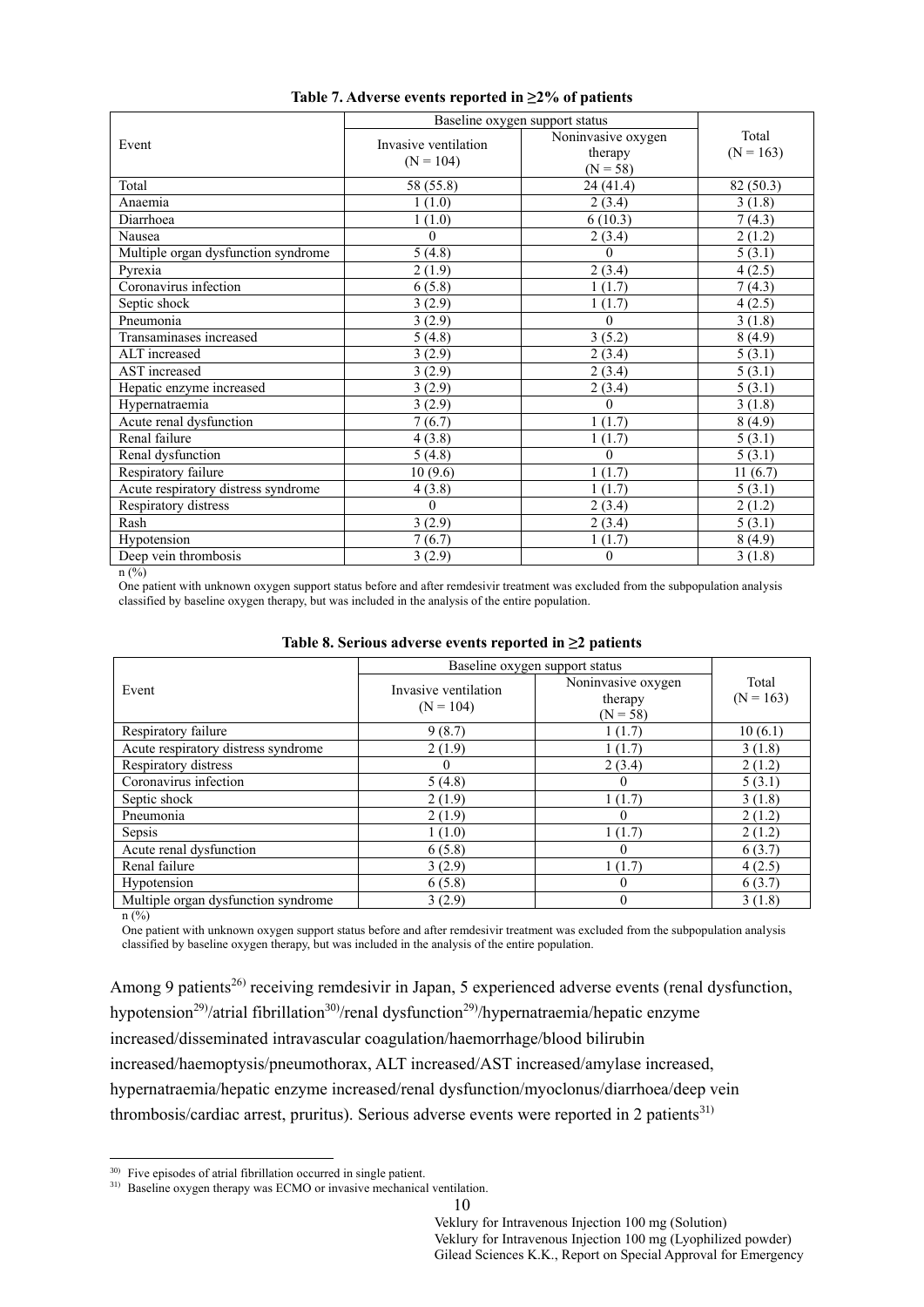**Table 7. Adverse events reported in ≥2% of patients**

| Event | Baseline oxygen support status | | Total (N = 163) |
|---|---|---|---|
| | Invasive ventilation (N = 104) | Noninvasive oxygen therapy (N = 58) | |
| Total | 58 (55.8) | 24 (41.4) | 82 (50.3) |
| Anaemia | 1 (1.0) | 2 (3.4) | 3 (1.8) |
| Diarrhoea | 1 (1.0) | 6 (10.3) | 7 (4.3) |
| Nausea | 0 | 2 (3.4) | 2 (1.2) |
| Multiple organ dysfunction syndrome | 5 (4.8) | 0 | 5 (3.1) |
| Pyrexia | 2 (1.9) | 2 (3.4) | 4 (2.5) |
| Coronavirus infection | 6 (5.8) | 1 (1.7) | 7 (4.3) |
| Septic shock | 3 (2.9) | 1 (1.7) | 4 (2.5) |
| Pneumonia | 3 (2.9) | 0 | 3 (1.8) |
| Transaminases increased | 5 (4.8) | 3 (5.2) | 8 (4.9) |
| ALT increased | 3 (2.9) | 2 (3.4) | 5 (3.1) |
| AST increased | 3 (2.9) | 2 (3.4) | 5 (3.1) |
| Hepatic enzyme increased | 3 (2.9) | 2 (3.4) | 5 (3.1) |
| Hypernatraemia | 3 (2.9) | 0 | 3 (1.8) |
| Acute renal dysfunction | 7 (6.7) | 1 (1.7) | 8 (4.9) |
| Renal failure | 4 (3.8) | 1 (1.7) | 5 (3.1) |
| Renal dysfunction | 5 (4.8) | 0 | 5 (3.1) |
| Respiratory failure | 10 (9.6) | 1 (1.7) | 11 (6.7) |
| Acute respiratory distress syndrome | 4 (3.8) | 1 (1.7) | 5 (3.1) |
| Respiratory distress | 0 | 2 (3.4) | 2 (1.2) |
| Rash | 3 (2.9) | 2 (3.4) | 5 (3.1) |
| Hypotension | 7 (6.7) | 1 (1.7) | 8 (4.9) |
| Deep vein thrombosis | 3 (2.9) | 0 | 3 (1.8) |

n (%)

One patient with unknown oxygen support status before and after remdesivir treatment was excluded from the subpopulation analysis classified by baseline oxygen therapy, but was included in the analysis of the entire population.

**Table 8. Serious adverse events reported in ≥2 patients**

| Event | Baseline oxygen support status | | Total (N = 163) |
|---|---|---|---|
| | Invasive ventilation (N = 104) | Noninvasive oxygen therapy (N = 58) | |
| Respiratory failure | 9 (8.7) | 1 (1.7) | 10 (6.1) |
| Acute respiratory distress syndrome | 2 (1.9) | 1 (1.7) | 3 (1.8) |
| Respiratory distress | 0 | 2 (3.4) | 2 (1.2) |
| Coronavirus infection | 5 (4.8) | 0 | 5 (3.1) |
| Septic shock | 2 (1.9) | 1 (1.7) | 3 (1.8) |
| Pneumonia | 2 (1.9) | 0 | 2 (1.2) |
| Sepsis | 1 (1.0) | 1 (1.7) | 2 (1.2) |
| Acute renal dysfunction | 6 (5.8) | 0 | 6 (3.7) |
| Renal failure | 3 (2.9) | 1 (1.7) | 4 (2.5) |
| Hypotension | 6 (5.8) | 0 | 6 (3.7) |
| Multiple organ dysfunction syndrome | 3 (2.9) | 0 | 3 (1.8) |

n (%)

One patient with unknown oxygen support status before and after remdesivir treatment was excluded from the subpopulation analysis classified by baseline oxygen therapy, but was included in the analysis of the entire population.

Among 9 patients[26] receiving remdesivir in Japan, 5 experienced adverse events (renal dysfunction, hypotension[29]/atrial fibrillation[30]/renal dysfunction[29]/hypernatraemia/hepatic enzyme increased/disseminated intravascular coagulation/haemorrhage/blood bilirubin increased/haemoptysis/pneumothorax, ALT increased/AST increased/amylase increased, hypernatraemia/hepatic enzyme increased/renal dysfunction/myoclonus/diarrhoea/deep vein thrombosis/cardiac arrest, pruritus). Serious adverse events were reported in 2 patients[31]

---

[30] Five episodes of atrial fibrillation occurred in single patient.

[31] Baseline oxygen therapy was ECMO or invasive mechanical ventilation.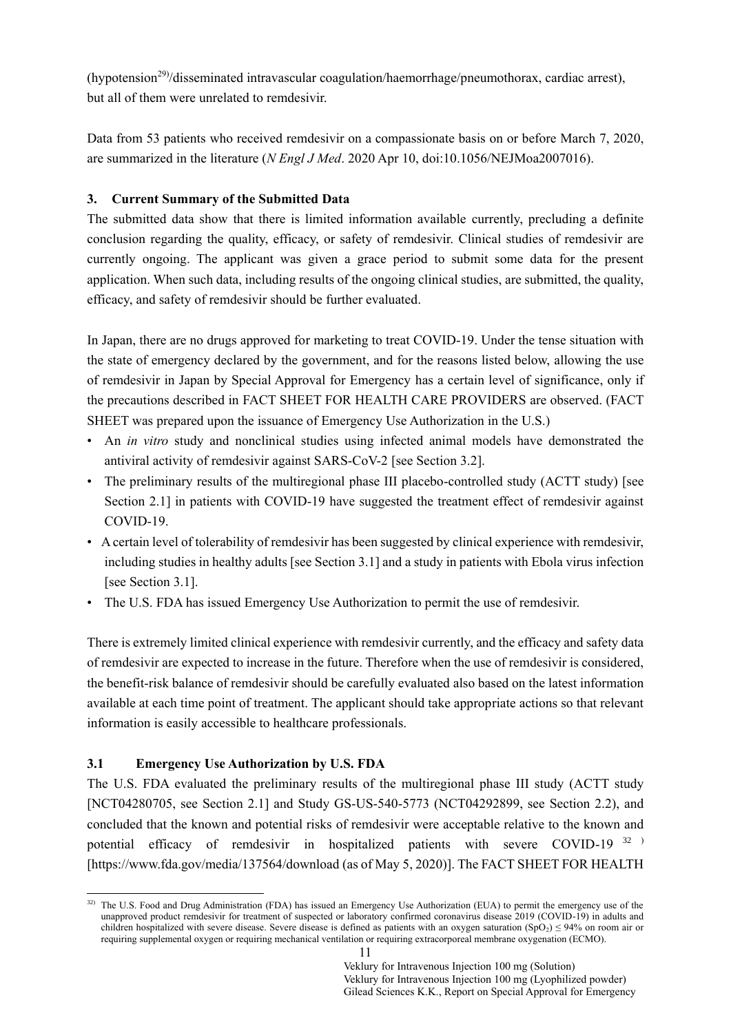(hypotension[29])/disseminated intravascular coagulation/haemorrhage/pneumothorax, cardiac arrest), but all of them were unrelated to remdesivir.

Data from 53 patients who received remdesivir on a compassionate basis on or before March 7, 2020, are summarized in the literature (*N Engl J Med*. 2020 Apr 10, doi:10.1056/NEJMoa2007016).

## 3. Current Summary of the Submitted Data

The submitted data show that there is limited information available currently, precluding a definite conclusion regarding the quality, efficacy, or safety of remdesivir. Clinical studies of remdesivir are currently ongoing. The applicant was given a grace period to submit some data for the present application. When such data, including results of the ongoing clinical studies, are submitted, the quality, efficacy, and safety of remdesivir should be further evaluated.

In Japan, there are no drugs approved for marketing to treat COVID-19. Under the tense situation with the state of emergency declared by the government, and for the reasons listed below, allowing the use of remdesivir in Japan by Special Approval for Emergency has a certain level of significance, only if the precautions described in FACT SHEET FOR HEALTH CARE PROVIDERS are observed. (FACT SHEET was prepared upon the issuance of Emergency Use Authorization in the U.S.)

- An *in vitro* study and nonclinical studies using infected animal models have demonstrated the antiviral activity of remdesivir against SARS-CoV-2 [see Section 3.2].
- The preliminary results of the multiregional phase III placebo-controlled study (ACTT study) [see Section 2.1] in patients with COVID-19 have suggested the treatment effect of remdesivir against COVID-19.
- A certain level of tolerability of remdesivir has been suggested by clinical experience with remdesivir, including studies in healthy adults [see Section 3.1] and a study in patients with Ebola virus infection [see Section 3.1].
- The U.S. FDA has issued Emergency Use Authorization to permit the use of remdesivir.

There is extremely limited clinical experience with remdesivir currently, and the efficacy and safety data of remdesivir are expected to increase in the future. Therefore when the use of remdesivir is considered, the benefit-risk balance of remdesivir should be carefully evaluated also based on the latest information available at each time point of treatment. The applicant should take appropriate actions so that relevant information is easily accessible to healthcare professionals.

### 3.1 Emergency Use Authorization by U.S. FDA

The U.S. FDA evaluated the preliminary results of the multiregional phase III study (ACTT study [NCT04280705, see Section 2.1] and Study GS-US-540-5773 (NCT04292899, see Section 2.2), and concluded that the known and potential risks of remdesivir were acceptable relative to the known and potential efficacy of remdesivir in hospitalized patients with severe COVID-19 [32] [https://www.fda.gov/media/137564/download (as of May 5, 2020)]. The FACT SHEET FOR HEALTH

[32] The U.S. Food and Drug Administration (FDA) has issued an Emergency Use Authorization (EUA) to permit the emergency use of the unapproved product remdesivir for treatment of suspected or laboratory confirmed coronavirus disease 2019 (COVID-19) in adults and children hospitalized with severe disease. Severe disease is defined as patients with an oxygen saturation ($SpO_2$) ≤ 94% on room air or requiring supplemental oxygen or requiring mechanical ventilation or requiring extracorporeal membrane oxygenation (ECMO).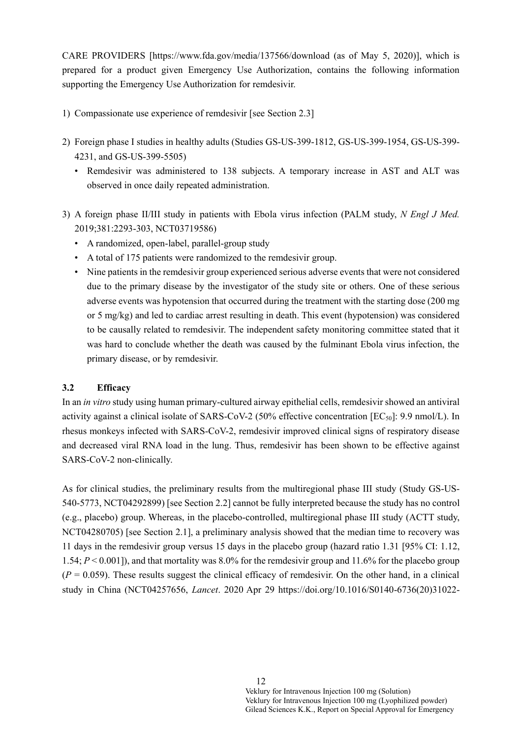CARE PROVIDERS [https://www.fda.gov/media/137566/download (as of May 5, 2020)], which is prepared for a product given Emergency Use Authorization, contains the following information supporting the Emergency Use Authorization for remdesivir.

1) Compassionate use experience of remdesivir [see Section 2.3]

2) Foreign phase I studies in healthy adults (Studies GS-US-399-1812, GS-US-399-1954, GS-US-399-4231, and GS-US-399-5505)
   - Remdesivir was administered to 138 subjects. A temporary increase in AST and ALT was observed in once daily repeated administration.

3) A foreign phase II/III study in patients with Ebola virus infection (PALM study, *N Engl J Med.* 2019;381:2293-303, NCT03719586)
   - A randomized, open-label, parallel-group study
   - A total of 175 patients were randomized to the remdesivir group.
   - Nine patients in the remdesivir group experienced serious adverse events that were not considered due to the primary disease by the investigator of the study site or others. One of these serious adverse events was hypotension that occurred during the treatment with the starting dose (200 mg or 5 mg/kg) and led to cardiac arrest resulting in death. This event (hypotension) was considered to be causally related to remdesivir. The independent safety monitoring committee stated that it was hard to conclude whether the death was caused by the fulminant Ebola virus infection, the primary disease, or by remdesivir.

### 3.2 Efficacy

In an *in vitro* study using human primary-cultured airway epithelial cells, remdesivir showed an antiviral activity against a clinical isolate of SARS-CoV-2 (50% effective concentration [$EC_{50}$]: 9.9 nmol/L). In rhesus monkeys infected with SARS-CoV-2, remdesivir improved clinical signs of respiratory disease and decreased viral RNA load in the lung. Thus, remdesivir has been shown to be effective against SARS-CoV-2 non-clinically.

As for clinical studies, the preliminary results from the multiregional phase III study (Study GS-US-540-5773, NCT04292899) [see Section 2.2] cannot be fully interpreted because the study has no control (e.g., placebo) group. Whereas, in the placebo-controlled, multiregional phase III study (ACTT study, NCT04280705) [see Section 2.1], a preliminary analysis showed that the median time to recovery was 11 days in the remdesivir group versus 15 days in the placebo group (hazard ratio 1.31 [95% CI: 1.12, 1.54; $P < 0.001$]), and that mortality was 8.0% for the remdesivir group and 11.6% for the placebo group ($P = 0.059$). These results suggest the clinical efficacy of remdesivir. On the other hand, in a clinical study in China (NCT04257656, *Lancet*. 2020 Apr 29 https://doi.org/10.1016/S0140-6736(20)31022-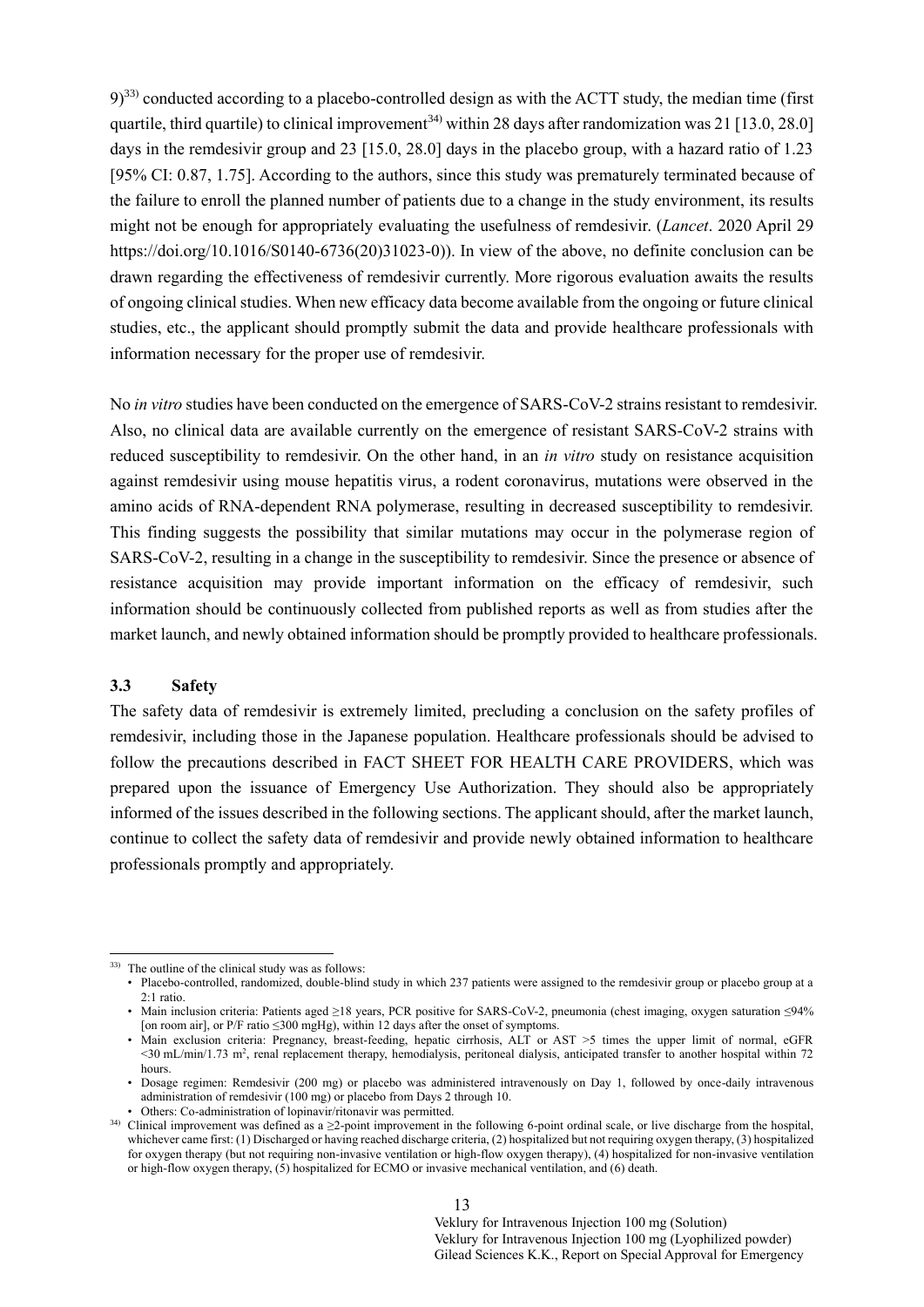9)[33] conducted according to a placebo-controlled design as with the ACTT study, the median time (first quartile, third quartile) to clinical improvement[34] within 28 days after randomization was 21 [13.0, 28.0] days in the remdesivir group and 23 [15.0, 28.0] days in the placebo group, with a hazard ratio of 1.23 [95% CI: 0.87, 1.75]. According to the authors, since this study was prematurely terminated because of the failure to enroll the planned number of patients due to a change in the study environment, its results might not be enough for appropriately evaluating the usefulness of remdesivir. (*Lancet*. 2020 April 29 https://doi.org/10.1016/S0140-6736(20)31023-0)). In view of the above, no definite conclusion can be drawn regarding the effectiveness of remdesivir currently. More rigorous evaluation awaits the results of ongoing clinical studies. When new efficacy data become available from the ongoing or future clinical studies, etc., the applicant should promptly submit the data and provide healthcare professionals with information necessary for the proper use of remdesivir.

No *in vitro* studies have been conducted on the emergence of SARS-CoV-2 strains resistant to remdesivir. Also, no clinical data are available currently on the emergence of resistant SARS-CoV-2 strains with reduced susceptibility to remdesivir. On the other hand, in an *in vitro* study on resistance acquisition against remdesivir using mouse hepatitis virus, a rodent coronavirus, mutations were observed in the amino acids of RNA-dependent RNA polymerase, resulting in decreased susceptibility to remdesivir. This finding suggests the possibility that similar mutations may occur in the polymerase region of SARS-CoV-2, resulting in a change in the susceptibility to remdesivir. Since the presence or absence of resistance acquisition may provide important information on the efficacy of remdesivir, such information should be continuously collected from published reports as well as from studies after the market launch, and newly obtained information should be promptly provided to healthcare professionals.

### 3.3 Safety

The safety data of remdesivir is extremely limited, precluding a conclusion on the safety profiles of remdesivir, including those in the Japanese population. Healthcare professionals should be advised to follow the precautions described in FACT SHEET FOR HEALTH CARE PROVIDERS, which was prepared upon the issuance of Emergency Use Authorization. They should also be appropriately informed of the issues described in the following sections. The applicant should, after the market launch, continue to collect the safety data of remdesivir and provide newly obtained information to healthcare professionals promptly and appropriately.

---

[33] The outline of the clinical study was as follows:
- Placebo-controlled, randomized, double-blind study in which 237 patients were assigned to the remdesivir group or placebo group at a 2:1 ratio.
- Main inclusion criteria: Patients aged ≥18 years, PCR positive for SARS-CoV-2, pneumonia (chest imaging, oxygen saturation ≤94% [on room air], or P/F ratio ≤300 mgHg), within 12 days after the onset of symptoms.
- Main exclusion criteria: Pregnancy, breast-feeding, hepatic cirrhosis, ALT or AST >5 times the upper limit of normal, eGFR <30 mL/min/1.73 m$^2$, renal replacement therapy, hemodialysis, peritoneal dialysis, anticipated transfer to another hospital within 72 hours.
- Dosage regimen: Remdesivir (200 mg) or placebo was administered intravenously on Day 1, followed by once-daily intravenous administration of remdesivir (100 mg) or placebo from Days 2 through 10.
- Others: Co-administration of lopinavir/ritonavir was permitted.

[34] Clinical improvement was defined as a ≥2-point improvement in the following 6-point ordinal scale, or live discharge from the hospital, whichever came first: (1) Discharged or having reached discharge criteria, (2) hospitalized but not requiring oxygen therapy, (3) hospitalized for oxygen therapy (but not requiring non-invasive ventilation or high-flow oxygen therapy), (4) hospitalized for non-invasive ventilation or high-flow oxygen therapy, (5) hospitalized for ECMO or invasive mechanical ventilation, and (6) death.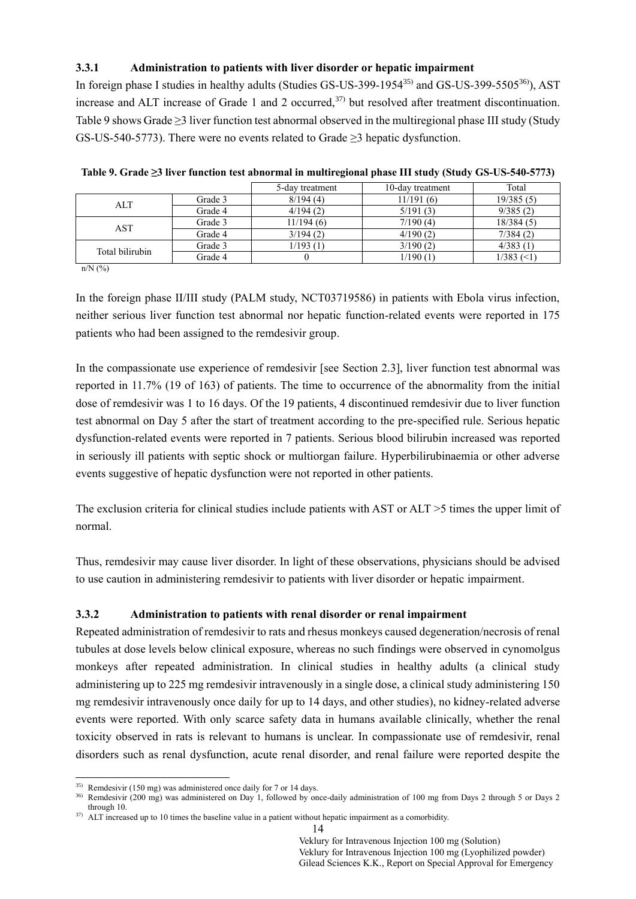### 3.3.1 Administration to patients with liver disorder or hepatic impairment

In foreign phase I studies in healthy adults (Studies GS-US-399-1954[35] and GS-US-399-5505[36]), AST increase and ALT increase of Grade 1 and 2 occurred,[37] but resolved after treatment discontinuation. Table 9 shows Grade ≥3 liver function test abnormal observed in the multiregional phase III study (Study GS-US-540-5773). There were no events related to Grade ≥3 hepatic dysfunction.

**Table 9. Grade ≥3 liver function test abnormal in multiregional phase III study (Study GS-US-540-5773)**

| | | 5-day treatment | 10-day treatment | Total |
|---|---|---|---|---|
| ALT | Grade 3 | 8/194 (4) | 11/191 (6) | 19/385 (5) |
| | Grade 4 | 4/194 (2) | 5/191 (3) | 9/385 (2) |
| AST | Grade 3 | 11/194 (6) | 7/190 (4) | 18/384 (5) |
| | Grade 4 | 3/194 (2) | 4/190 (2) | 7/384 (2) |
| Total bilirubin | Grade 3 | 1/193 (1) | 3/190 (2) | 4/383 (1) |
| | Grade 4 | 0 | 1/190 (1) | 1/383 (<1) |

n/N (%)

In the foreign phase II/III study (PALM study, NCT03719586) in patients with Ebola virus infection, neither serious liver function test abnormal nor hepatic function-related events were reported in 175 patients who had been assigned to the remdesivir group.

In the compassionate use experience of remdesivir [see Section 2.3], liver function test abnormal was reported in 11.7% (19 of 163) of patients. The time to occurrence of the abnormality from the initial dose of remdesivir was 1 to 16 days. Of the 19 patients, 4 discontinued remdesivir due to liver function test abnormal on Day 5 after the start of treatment according to the pre-specified rule. Serious hepatic dysfunction-related events were reported in 7 patients. Serious blood bilirubin increased was reported in seriously ill patients with septic shock or multiorgan failure. Hyperbilirubinaemia or other adverse events suggestive of hepatic dysfunction were not reported in other patients.

The exclusion criteria for clinical studies include patients with AST or ALT >5 times the upper limit of normal.

Thus, remdesivir may cause liver disorder. In light of these observations, physicians should be advised to use caution in administering remdesivir to patients with liver disorder or hepatic impairment.

### 3.3.2 Administration to patients with renal disorder or renal impairment

Repeated administration of remdesivir to rats and rhesus monkeys caused degeneration/necrosis of renal tubules at dose levels below clinical exposure, whereas no such findings were observed in cynomolgus monkeys after repeated administration. In clinical studies in healthy adults (a clinical study administering up to 225 mg remdesivir intravenously in a single dose, a clinical study administering 150 mg remdesivir intravenously once daily for up to 14 days, and other studies), no kidney-related adverse events were reported. With only scarce safety data in humans available clinically, whether the renal toxicity observed in rats is relevant to humans is unclear. In compassionate use of remdesivir, renal disorders such as renal dysfunction, acute renal disorder, and renal failure were reported despite the

---

[35] Remdesivir (150 mg) was administered once daily for 7 or 14 days.

[36] Remdesivir (200 mg) was administered on Day 1, followed by once-daily administration of 100 mg from Days 2 through 5 or Days 2 through 10.

[37] ALT increased up to 10 times the baseline value in a patient without hepatic impairment as a comorbidity.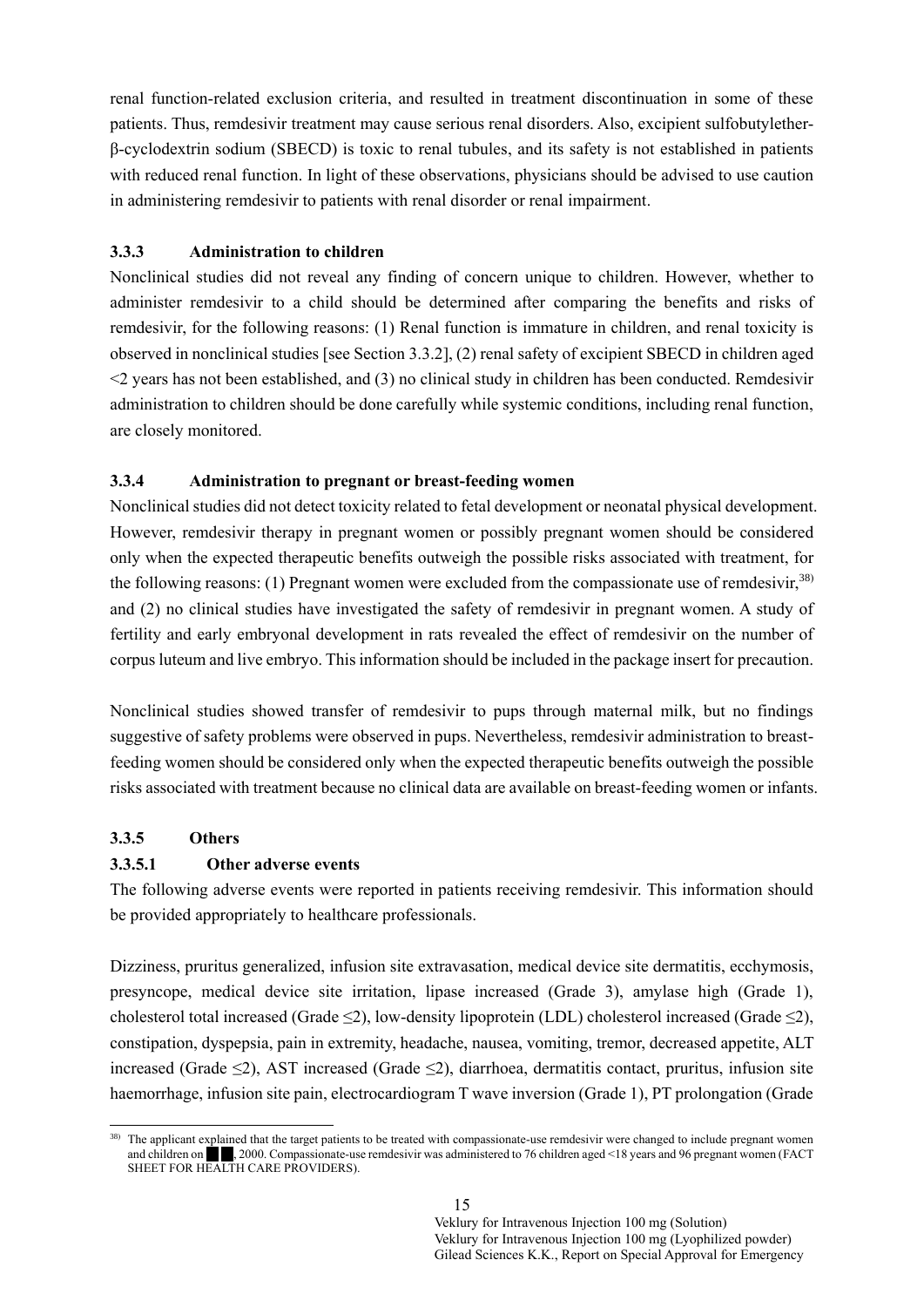renal function-related exclusion criteria, and resulted in treatment discontinuation in some of these patients. Thus, remdesivir treatment may cause serious renal disorders. Also, excipient sulfobutylether-β-cyclodextrin sodium (SBECD) is toxic to renal tubules, and its safety is not established in patients with reduced renal function. In light of these observations, physicians should be advised to use caution in administering remdesivir to patients with renal disorder or renal impairment.

### 3.3.3 Administration to children

Nonclinical studies did not reveal any finding of concern unique to children. However, whether to administer remdesivir to a child should be determined after comparing the benefits and risks of remdesivir, for the following reasons: (1) Renal function is immature in children, and renal toxicity is observed in nonclinical studies [see Section 3.3.2], (2) renal safety of excipient SBECD in children aged <2 years has not been established, and (3) no clinical study in children has been conducted. Remdesivir administration to children should be done carefully while systemic conditions, including renal function, are closely monitored.

### 3.3.4 Administration to pregnant or breast-feeding women

Nonclinical studies did not detect toxicity related to fetal development or neonatal physical development. However, remdesivir therapy in pregnant women or possibly pregnant women should be considered only when the expected therapeutic benefits outweigh the possible risks associated with treatment, for the following reasons: (1) Pregnant women were excluded from the compassionate use of remdesivir,[38] and (2) no clinical studies have investigated the safety of remdesivir in pregnant women. A study of fertility and early embryonal development in rats revealed the effect of remdesivir on the number of corpus luteum and live embryo. This information should be included in the package insert for precaution.

Nonclinical studies showed transfer of remdesivir to pups through maternal milk, but no findings suggestive of safety problems were observed in pups. Nevertheless, remdesivir administration to breast-feeding women should be considered only when the expected therapeutic benefits outweigh the possible risks associated with treatment because no clinical data are available on breast-feeding women or infants.

### 3.3.5 Others

#### 3.3.5.1 Other adverse events

The following adverse events were reported in patients receiving remdesivir. This information should be provided appropriately to healthcare professionals.

Dizziness, pruritus generalized, infusion site extravasation, medical device site dermatitis, ecchymosis, presyncope, medical device site irritation, lipase increased (Grade 3), amylase high (Grade 1), cholesterol total increased (Grade ≤2), low-density lipoprotein (LDL) cholesterol increased (Grade ≤2), constipation, dyspepsia, pain in extremity, headache, nausea, vomiting, tremor, decreased appetite, ALT increased (Grade ≤2), AST increased (Grade ≤2), diarrhoea, dermatitis contact, pruritus, infusion site haemorrhage, infusion site pain, electrocardiogram T wave inversion (Grade 1), PT prolongation (Grade

---

[38] The applicant explained that the target patients to be treated with compassionate-use remdesivir were changed to include pregnant women and children on ██ ██, 2000. Compassionate-use remdesivir was administered to 76 children aged <18 years and 96 pregnant women (FACT SHEET FOR HEALTH CARE PROVIDERS).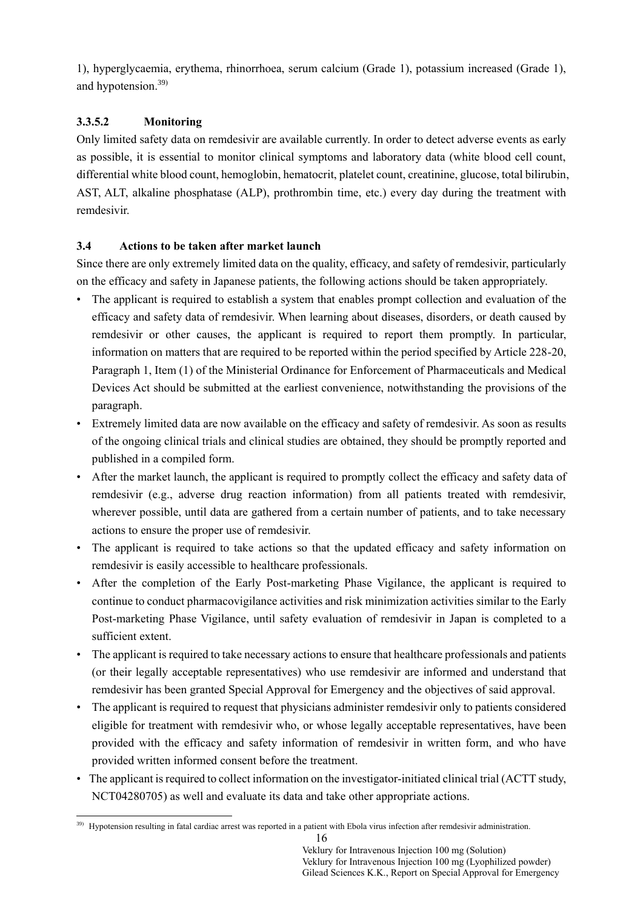1), hyperglycaemia, erythema, rhinorrhoea, serum calcium (Grade 1), potassium increased (Grade 1), and hypotension.[39]

#### 3.3.5.2 Monitoring

Only limited safety data on remdesivir are available currently. In order to detect adverse events as early as possible, it is essential to monitor clinical symptoms and laboratory data (white blood cell count, differential white blood count, hemoglobin, hematocrit, platelet count, creatinine, glucose, total bilirubin, AST, ALT, alkaline phosphatase (ALP), prothrombin time, etc.) every day during the treatment with remdesivir.

### 3.4 Actions to be taken after market launch

Since there are only extremely limited data on the quality, efficacy, and safety of remdesivir, particularly on the efficacy and safety in Japanese patients, the following actions should be taken appropriately.

- The applicant is required to establish a system that enables prompt collection and evaluation of the efficacy and safety data of remdesivir. When learning about diseases, disorders, or death caused by remdesivir or other causes, the applicant is required to report them promptly. In particular, information on matters that are required to be reported within the period specified by Article 228-20, Paragraph 1, Item (1) of the Ministerial Ordinance for Enforcement of Pharmaceuticals and Medical Devices Act should be submitted at the earliest convenience, notwithstanding the provisions of the paragraph.
- Extremely limited data are now available on the efficacy and safety of remdesivir. As soon as results of the ongoing clinical trials and clinical studies are obtained, they should be promptly reported and published in a compiled form.
- After the market launch, the applicant is required to promptly collect the efficacy and safety data of remdesivir (e.g., adverse drug reaction information) from all patients treated with remdesivir, wherever possible, until data are gathered from a certain number of patients, and to take necessary actions to ensure the proper use of remdesivir.
- The applicant is required to take actions so that the updated efficacy and safety information on remdesivir is easily accessible to healthcare professionals.
- After the completion of the Early Post-marketing Phase Vigilance, the applicant is required to continue to conduct pharmacovigilance activities and risk minimization activities similar to the Early Post-marketing Phase Vigilance, until safety evaluation of remdesivir in Japan is completed to a sufficient extent.
- The applicant is required to take necessary actions to ensure that healthcare professionals and patients (or their legally acceptable representatives) who use remdesivir are informed and understand that remdesivir has been granted Special Approval for Emergency and the objectives of said approval.
- The applicant is required to request that physicians administer remdesivir only to patients considered eligible for treatment with remdesivir who, or whose legally acceptable representatives, have been provided with the efficacy and safety information of remdesivir in written form, and who have provided written informed consent before the treatment.
- The applicant is required to collect information on the investigator-initiated clinical trial (ACTT study, NCT04280705) as well and evaluate its data and take other appropriate actions.

[39] Hypotension resulting in fatal cardiac arrest was reported in a patient with Ebola virus infection after remdesivir administration.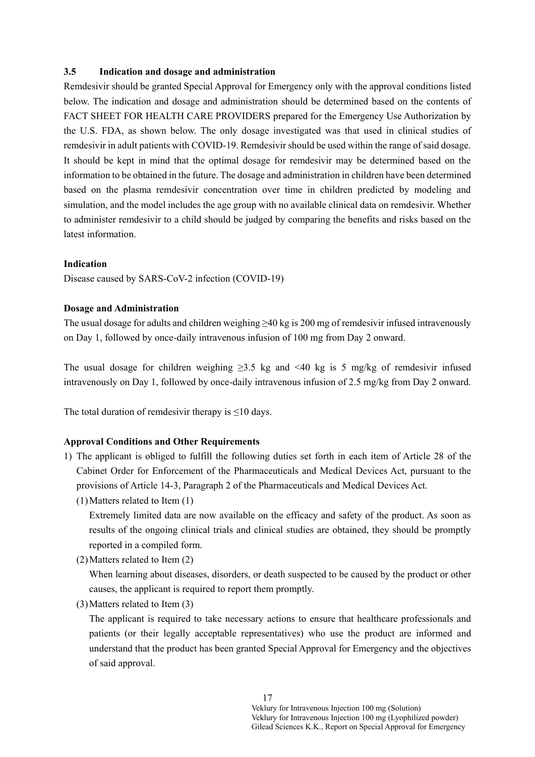### 3.5 Indication and dosage and administration

Remdesivir should be granted Special Approval for Emergency only with the approval conditions listed below. The indication and dosage and administration should be determined based on the contents of FACT SHEET FOR HEALTH CARE PROVIDERS prepared for the Emergency Use Authorization by the U.S. FDA, as shown below. The only dosage investigated was that used in clinical studies of remdesivir in adult patients with COVID-19. Remdesivir should be used within the range of said dosage. It should be kept in mind that the optimal dosage for remdesivir may be determined based on the information to be obtained in the future. The dosage and administration in children have been determined based on the plasma remdesivir concentration over time in children predicted by modeling and simulation, and the model includes the age group with no available clinical data on remdesivir. Whether to administer remdesivir to a child should be judged by comparing the benefits and risks based on the latest information.

**Indication**

Disease caused by SARS-CoV-2 infection (COVID-19)

**Dosage and Administration**

The usual dosage for adults and children weighing ≥40 kg is 200 mg of remdesivir infused intravenously on Day 1, followed by once-daily intravenous infusion of 100 mg from Day 2 onward.

The usual dosage for children weighing ≥3.5 kg and <40 kg is 5 mg/kg of remdesivir infused intravenously on Day 1, followed by once-daily intravenous infusion of 2.5 mg/kg from Day 2 onward.

The total duration of remdesivir therapy is ≤10 days.

**Approval Conditions and Other Requirements**

1) The applicant is obliged to fulfill the following duties set forth in each item of Article 28 of the Cabinet Order for Enforcement of the Pharmaceuticals and Medical Devices Act, pursuant to the provisions of Article 14-3, Paragraph 2 of the Pharmaceuticals and Medical Devices Act.

   (1) Matters related to Item (1)

   Extremely limited data are now available on the efficacy and safety of the product. As soon as results of the ongoing clinical trials and clinical studies are obtained, they should be promptly reported in a compiled form.

   (2) Matters related to Item (2)

   When learning about diseases, disorders, or death suspected to be caused by the product or other causes, the applicant is required to report them promptly.

   (3) Matters related to Item (3)

   The applicant is required to take necessary actions to ensure that healthcare professionals and patients (or their legally acceptable representatives) who use the product are informed and understand that the product has been granted Special Approval for Emergency and the objectives of said approval.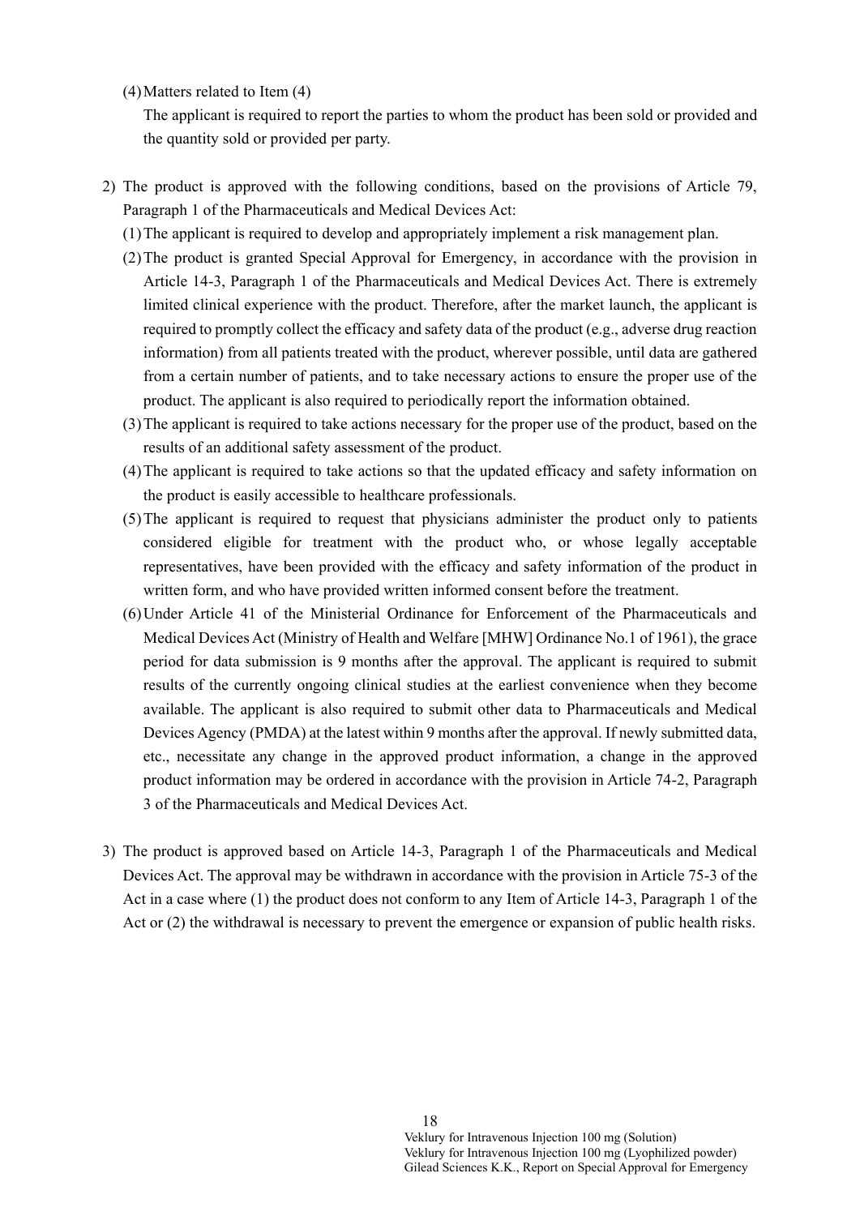(4) Matters related to Item (4)

The applicant is required to report the parties to whom the product has been sold or provided and the quantity sold or provided per party.

2) The product is approved with the following conditions, based on the provisions of Article 79, Paragraph 1 of the Pharmaceuticals and Medical Devices Act:

   (1) The applicant is required to develop and appropriately implement a risk management plan.

   (2) The product is granted Special Approval for Emergency, in accordance with the provision in Article 14-3, Paragraph 1 of the Pharmaceuticals and Medical Devices Act. There is extremely limited clinical experience with the product. Therefore, after the market launch, the applicant is required to promptly collect the efficacy and safety data of the product (e.g., adverse drug reaction information) from all patients treated with the product, wherever possible, until data are gathered from a certain number of patients, and to take necessary actions to ensure the proper use of the product. The applicant is also required to periodically report the information obtained.

   (3) The applicant is required to take actions necessary for the proper use of the product, based on the results of an additional safety assessment of the product.

   (4) The applicant is required to take actions so that the updated efficacy and safety information on the product is easily accessible to healthcare professionals.

   (5) The applicant is required to request that physicians administer the product only to patients considered eligible for treatment with the product who, or whose legally acceptable representatives, have been provided with the efficacy and safety information of the product in written form, and who have provided written informed consent before the treatment.

   (6) Under Article 41 of the Ministerial Ordinance for Enforcement of the Pharmaceuticals and Medical Devices Act (Ministry of Health and Welfare [MHW] Ordinance No.1 of 1961), the grace period for data submission is 9 months after the approval. The applicant is required to submit results of the currently ongoing clinical studies at the earliest convenience when they become available. The applicant is also required to submit other data to Pharmaceuticals and Medical Devices Agency (PMDA) at the latest within 9 months after the approval. If newly submitted data, etc., necessitate any change in the approved product information, a change in the approved product information may be ordered in accordance with the provision in Article 74-2, Paragraph 3 of the Pharmaceuticals and Medical Devices Act.

3) The product is approved based on Article 14-3, Paragraph 1 of the Pharmaceuticals and Medical Devices Act. The approval may be withdrawn in accordance with the provision in Article 75-3 of the Act in a case where (1) the product does not conform to any Item of Article 14-3, Paragraph 1 of the Act or (2) the withdrawal is necessary to prevent the emergence or expansion of public health risks.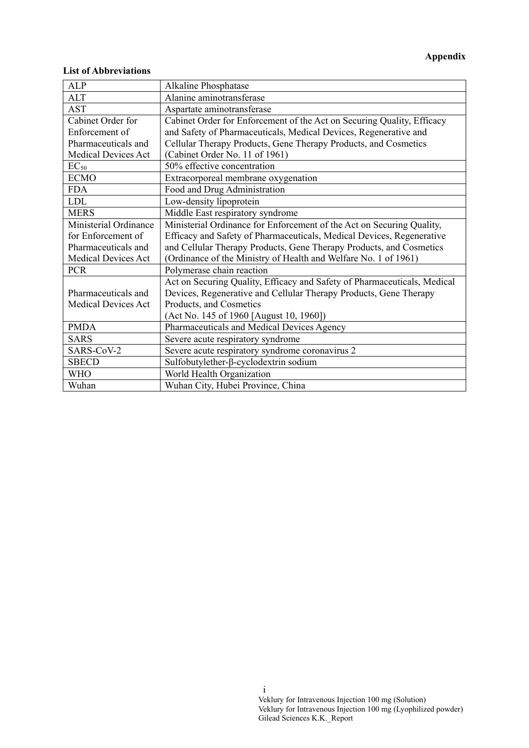**Appendix**

**List of Abbreviations**

| | |
|---|---|
| ALP | Alkaline Phosphatase |
| ALT | Alanine aminotransferase |
| AST | Aspartate aminotransferase |
| Cabinet Order for Enforcement of Pharmaceuticals and Medical Devices Act | Cabinet Order for Enforcement of the Act on Securing Quality, Efficacy and Safety of Pharmaceuticals, Medical Devices, Regenerative and Cellular Therapy Products, Gene Therapy Products, and Cosmetics (Cabinet Order No. 11 of 1961) |
| $EC_{50}$ | 50% effective concentration |
| ECMO | Extracorporeal membrane oxygenation |
| FDA | Food and Drug Administration |
| LDL | Low-density lipoprotein |
| MERS | Middle East respiratory syndrome |
| Ministerial Ordinance for Enforcement of Pharmaceuticals and Medical Devices Act | Ministerial Ordinance for Enforcement of the Act on Securing Quality, Efficacy and Safety of Pharmaceuticals, Medical Devices, Regenerative and Cellular Therapy Products, Gene Therapy Products, and Cosmetics (Ordinance of the Ministry of Health and Welfare No. 1 of 1961) |
| PCR | Polymerase chain reaction |
| Pharmaceuticals and Medical Devices Act | Act on Securing Quality, Efficacy and Safety of Pharmaceuticals, Medical Devices, Regenerative and Cellular Therapy Products, Gene Therapy Products, and Cosmetics (Act No. 145 of 1960 [August 10, 1960]) |
| PMDA | Pharmaceuticals and Medical Devices Agency |
| SARS | Severe acute respiratory syndrome |
| SARS-CoV-2 | Severe acute respiratory syndrome coronavirus 2 |
| SBECD | Sulfobutylether-β-cyclodextrin sodium |
| WHO | World Health Organization |
| Wuhan | Wuhan City, Hubei Province, China |